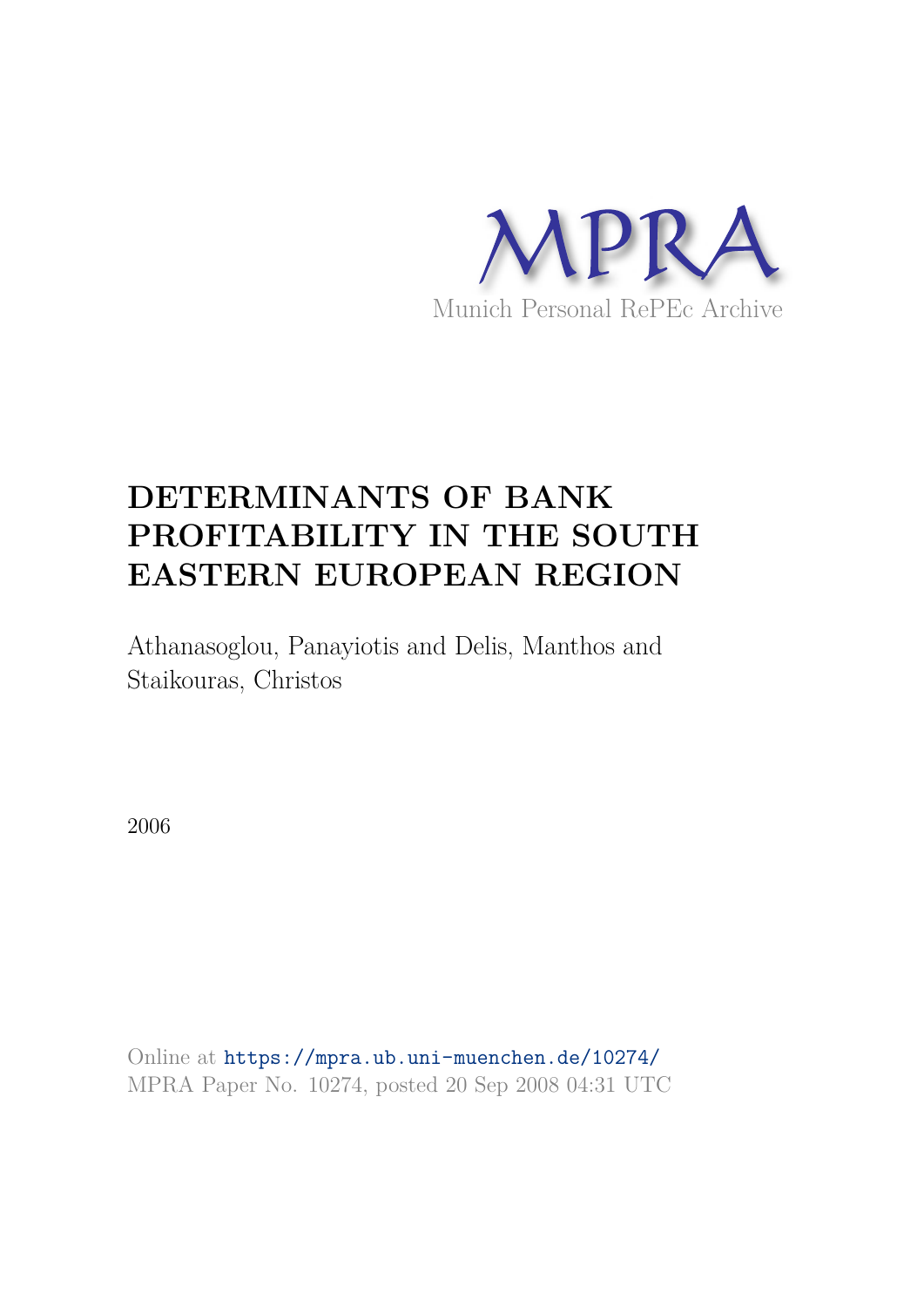MPRA

Munich Personal RePEc Archive

# DETERMINANTS OF BANK PROFITABILITY IN THE SOUTH EASTERN EUROPEAN REGION

Athanasoglou, Panayiotis and Delis, Manthos and Staikouras, Christos

2006

Online at https://mpra.ub.uni-muenchen.de/10274/
MPRA Paper No. 10274, posted 20 Sep 2008 04:31 UTC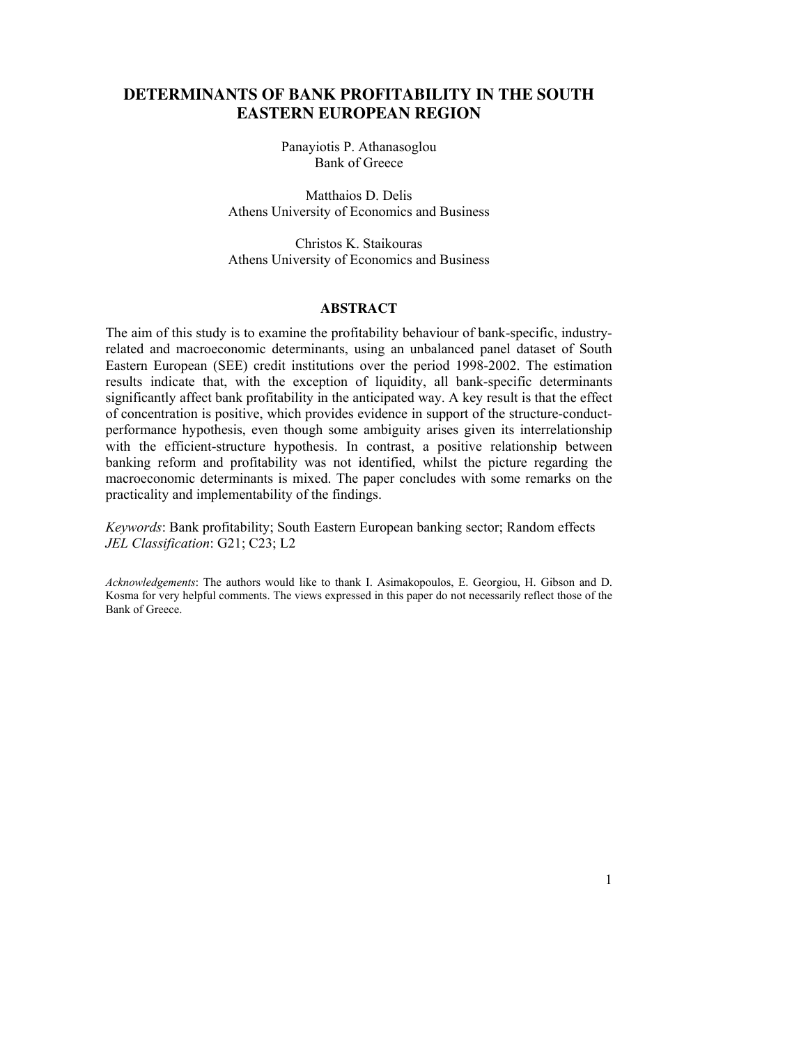# DETERMINANTS OF BANK PROFITABILITY IN THE SOUTH EASTERN EUROPEAN REGION

Panayiotis P. Athanasoglou
Bank of Greece

Matthaios D. Delis
Athens University of Economics and Business

Christos K. Staikouras
Athens University of Economics and Business

## ABSTRACT

The aim of this study is to examine the profitability behaviour of bank-specific, industry-related and macroeconomic determinants, using an unbalanced panel dataset of South Eastern European (SEE) credit institutions over the period 1998-2002. The estimation results indicate that, with the exception of liquidity, all bank-specific determinants significantly affect bank profitability in the anticipated way. A key result is that the effect of concentration is positive, which provides evidence in support of the structure-conduct-performance hypothesis, even though some ambiguity arises given its interrelationship with the efficient-structure hypothesis. In contrast, a positive relationship between banking reform and profitability was not identified, whilst the picture regarding the macroeconomic determinants is mixed. The paper concludes with some remarks on the practicality and implementability of the findings.

*Keywords*: Bank profitability; South Eastern European banking sector; Random effects
*JEL Classification*: G21; C23; L2

*Acknowledgements*: The authors would like to thank I. Asimakopoulos, E. Georgiou, H. Gibson and D. Kosma for very helpful comments. The views expressed in this paper do not necessarily reflect those of the Bank of Greece.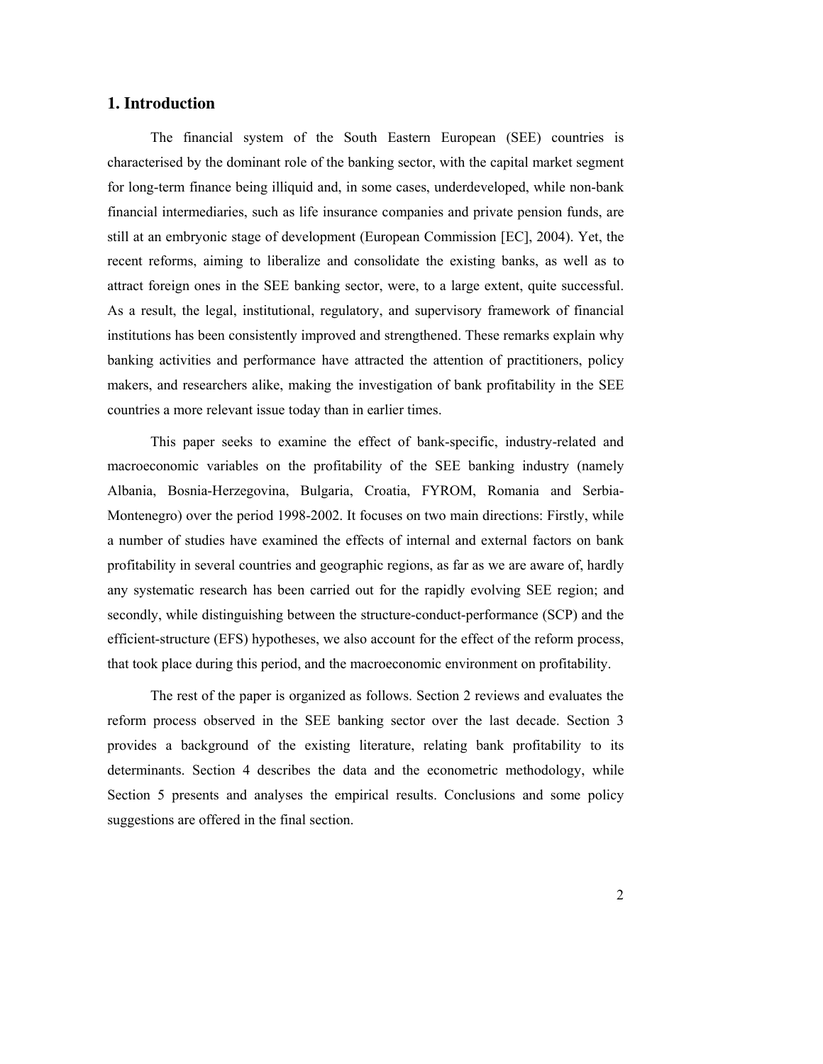## 1. Introduction

The financial system of the South Eastern European (SEE) countries is characterised by the dominant role of the banking sector, with the capital market segment for long-term finance being illiquid and, in some cases, underdeveloped, while non-bank financial intermediaries, such as life insurance companies and private pension funds, are still at an embryonic stage of development (European Commission [EC], 2004). Yet, the recent reforms, aiming to liberalize and consolidate the existing banks, as well as to attract foreign ones in the SEE banking sector, were, to a large extent, quite successful. As a result, the legal, institutional, regulatory, and supervisory framework of financial institutions has been consistently improved and strengthened. These remarks explain why banking activities and performance have attracted the attention of practitioners, policy makers, and researchers alike, making the investigation of bank profitability in the SEE countries a more relevant issue today than in earlier times.

This paper seeks to examine the effect of bank-specific, industry-related and macroeconomic variables on the profitability of the SEE banking industry (namely Albania, Bosnia-Herzegovina, Bulgaria, Croatia, FYROM, Romania and Serbia-Montenegro) over the period 1998-2002. It focuses on two main directions: Firstly, while a number of studies have examined the effects of internal and external factors on bank profitability in several countries and geographic regions, as far as we are aware of, hardly any systematic research has been carried out for the rapidly evolving SEE region; and secondly, while distinguishing between the structure-conduct-performance (SCP) and the efficient-structure (EFS) hypotheses, we also account for the effect of the reform process, that took place during this period, and the macroeconomic environment on profitability.

The rest of the paper is organized as follows. Section 2 reviews and evaluates the reform process observed in the SEE banking sector over the last decade. Section 3 provides a background of the existing literature, relating bank profitability to its determinants. Section 4 describes the data and the econometric methodology, while Section 5 presents and analyses the empirical results. Conclusions and some policy suggestions are offered in the final section.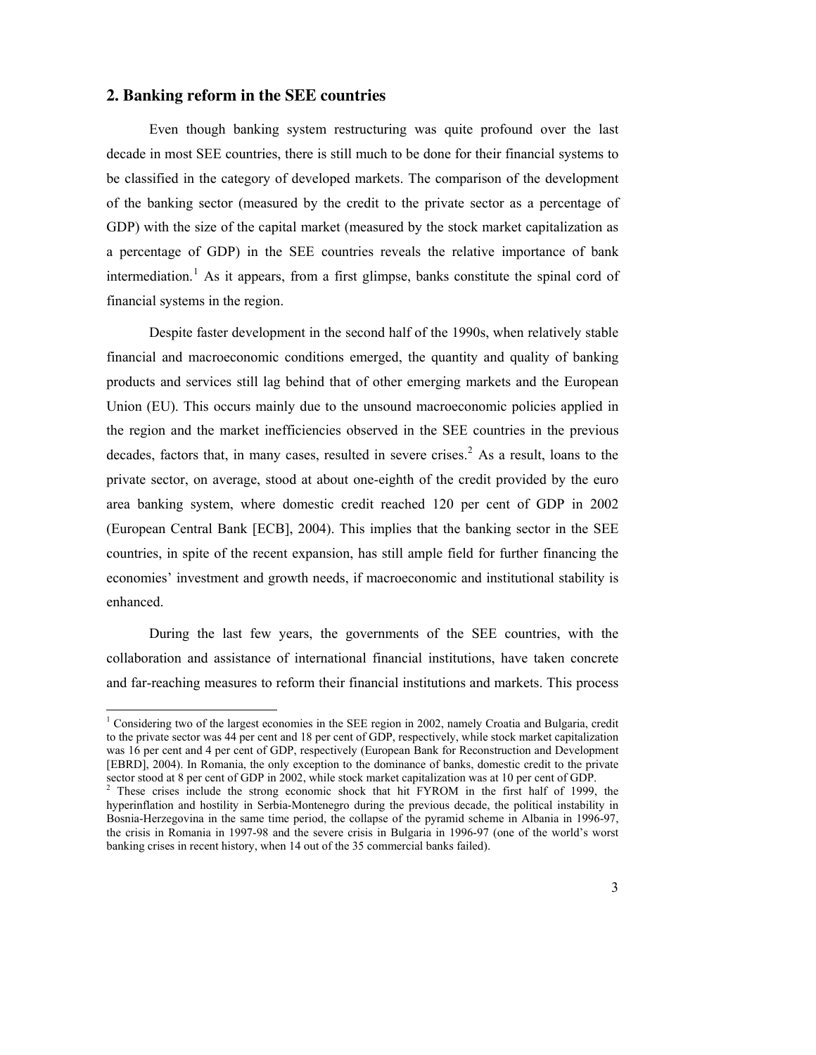## 2. Banking reform in the SEE countries

Even though banking system restructuring was quite profound over the last decade in most SEE countries, there is still much to be done for their financial systems to be classified in the category of developed markets. The comparison of the development of the banking sector (measured by the credit to the private sector as a percentage of GDP) with the size of the capital market (measured by the stock market capitalization as a percentage of GDP) in the SEE countries reveals the relative importance of bank intermediation.[1] As it appears, from a first glimpse, banks constitute the spinal cord of financial systems in the region.

Despite faster development in the second half of the 1990s, when relatively stable financial and macroeconomic conditions emerged, the quantity and quality of banking products and services still lag behind that of other emerging markets and the European Union (EU). This occurs mainly due to the unsound macroeconomic policies applied in the region and the market inefficiencies observed in the SEE countries in the previous decades, factors that, in many cases, resulted in severe crises.[2] As a result, loans to the private sector, on average, stood at about one-eighth of the credit provided by the euro area banking system, where domestic credit reached 120 per cent of GDP in 2002 (European Central Bank [ECB], 2004). This implies that the banking sector in the SEE countries, in spite of the recent expansion, has still ample field for further financing the economies' investment and growth needs, if macroeconomic and institutional stability is enhanced.

During the last few years, the governments of the SEE countries, with the collaboration and assistance of international financial institutions, have taken concrete and far-reaching measures to reform their financial institutions and markets. This process

---

[1] Considering two of the largest economies in the SEE region in 2002, namely Croatia and Bulgaria, credit to the private sector was 44 per cent and 18 per cent of GDP, respectively, while stock market capitalization was 16 per cent and 4 per cent of GDP, respectively (European Bank for Reconstruction and Development [EBRD], 2004). In Romania, the only exception to the dominance of banks, domestic credit to the private sector stood at 8 per cent of GDP in 2002, while stock market capitalization was at 10 per cent of GDP.

[2] These crises include the strong economic shock that hit FYROM in the first half of 1999, the hyperinflation and hostility in Serbia-Montenegro during the previous decade, the political instability in Bosnia-Herzegovina in the same time period, the collapse of the pyramid scheme in Albania in 1996-97, the crisis in Romania in 1997-98 and the severe crisis in Bulgaria in 1996-97 (one of the world's worst banking crises in recent history, when 14 out of the 35 commercial banks failed).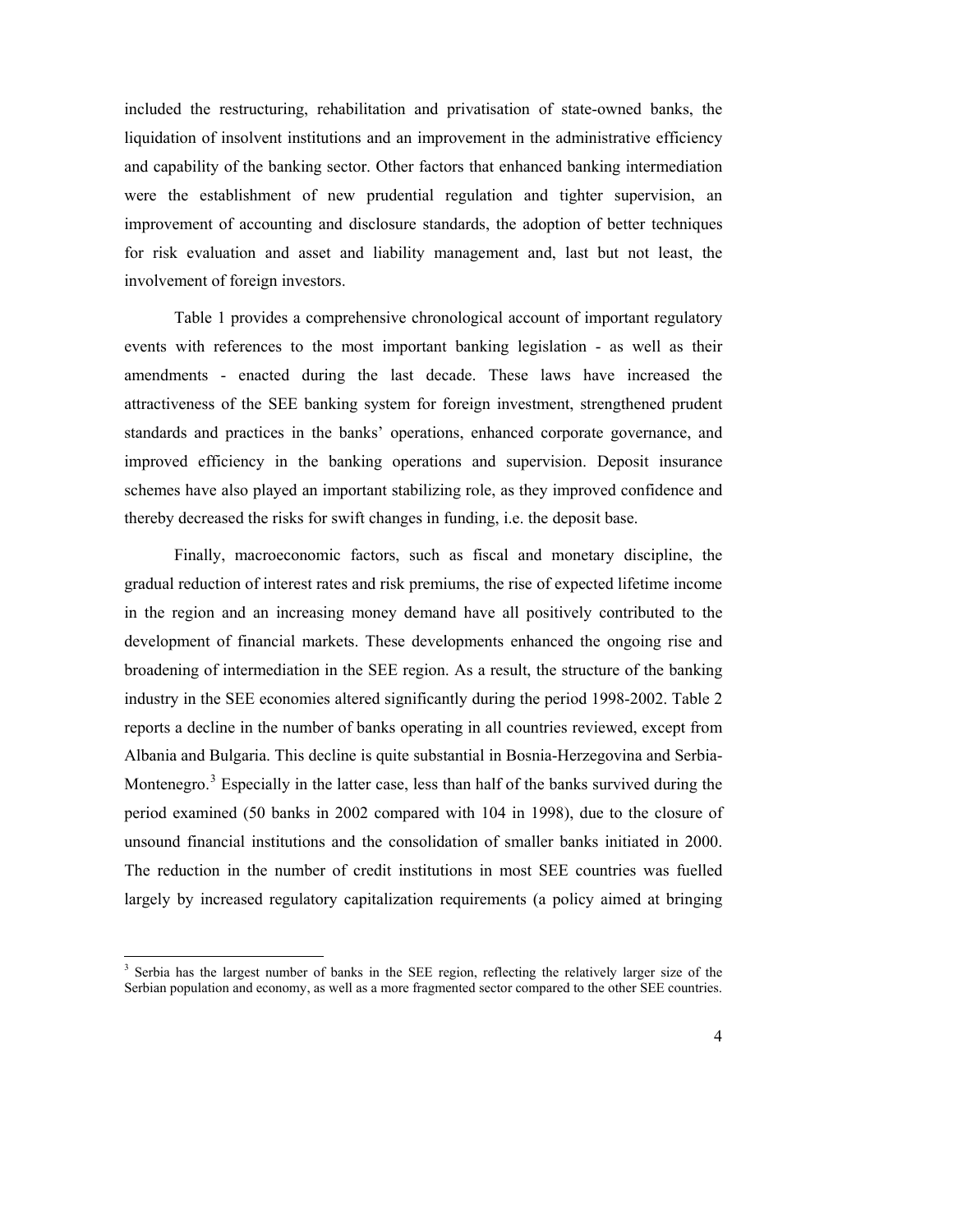included the restructuring, rehabilitation and privatisation of state-owned banks, the liquidation of insolvent institutions and an improvement in the administrative efficiency and capability of the banking sector. Other factors that enhanced banking intermediation were the establishment of new prudential regulation and tighter supervision, an improvement of accounting and disclosure standards, the adoption of better techniques for risk evaluation and asset and liability management and, last but not least, the involvement of foreign investors.

Table 1 provides a comprehensive chronological account of important regulatory events with references to the most important banking legislation - as well as their amendments - enacted during the last decade. These laws have increased the attractiveness of the SEE banking system for foreign investment, strengthened prudent standards and practices in the banks' operations, enhanced corporate governance, and improved efficiency in the banking operations and supervision. Deposit insurance schemes have also played an important stabilizing role, as they improved confidence and thereby decreased the risks for swift changes in funding, i.e. the deposit base.

Finally, macroeconomic factors, such as fiscal and monetary discipline, the gradual reduction of interest rates and risk premiums, the rise of expected lifetime income in the region and an increasing money demand have all positively contributed to the development of financial markets. These developments enhanced the ongoing rise and broadening of intermediation in the SEE region. As a result, the structure of the banking industry in the SEE economies altered significantly during the period 1998-2002. Table 2 reports a decline in the number of banks operating in all countries reviewed, except from Albania and Bulgaria. This decline is quite substantial in Bosnia-Herzegovina and Serbia-Montenegro.[3] Especially in the latter case, less than half of the banks survived during the period examined (50 banks in 2002 compared with 104 in 1998), due to the closure of unsound financial institutions and the consolidation of smaller banks initiated in 2000. The reduction in the number of credit institutions in most SEE countries was fuelled largely by increased regulatory capitalization requirements (a policy aimed at bringing

[3] Serbia has the largest number of banks in the SEE region, reflecting the relatively larger size of the Serbian population and economy, as well as a more fragmented sector compared to the other SEE countries.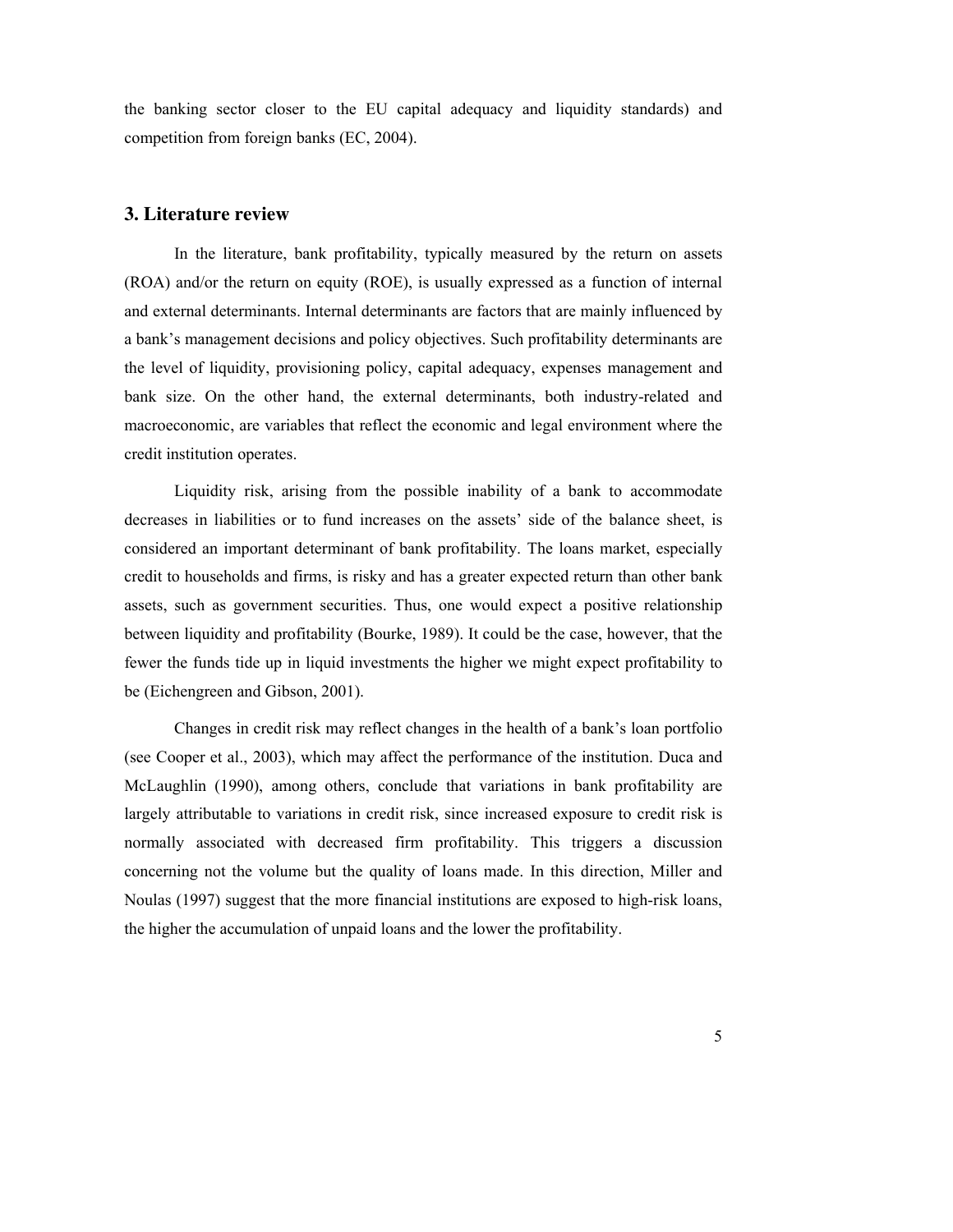the banking sector closer to the EU capital adequacy and liquidity standards) and competition from foreign banks (EC, 2004).

## 3. Literature review

In the literature, bank profitability, typically measured by the return on assets (ROA) and/or the return on equity (ROE), is usually expressed as a function of internal and external determinants. Internal determinants are factors that are mainly influenced by a bank's management decisions and policy objectives. Such profitability determinants are the level of liquidity, provisioning policy, capital adequacy, expenses management and bank size. On the other hand, the external determinants, both industry-related and macroeconomic, are variables that reflect the economic and legal environment where the credit institution operates.

Liquidity risk, arising from the possible inability of a bank to accommodate decreases in liabilities or to fund increases on the assets' side of the balance sheet, is considered an important determinant of bank profitability. The loans market, especially credit to households and firms, is risky and has a greater expected return than other bank assets, such as government securities. Thus, one would expect a positive relationship between liquidity and profitability (Bourke, 1989). It could be the case, however, that the fewer the funds tide up in liquid investments the higher we might expect profitability to be (Eichengreen and Gibson, 2001).

Changes in credit risk may reflect changes in the health of a bank's loan portfolio (see Cooper et al., 2003), which may affect the performance of the institution. Duca and McLaughlin (1990), among others, conclude that variations in bank profitability are largely attributable to variations in credit risk, since increased exposure to credit risk is normally associated with decreased firm profitability. This triggers a discussion concerning not the volume but the quality of loans made. In this direction, Miller and Noulas (1997) suggest that the more financial institutions are exposed to high-risk loans, the higher the accumulation of unpaid loans and the lower the profitability.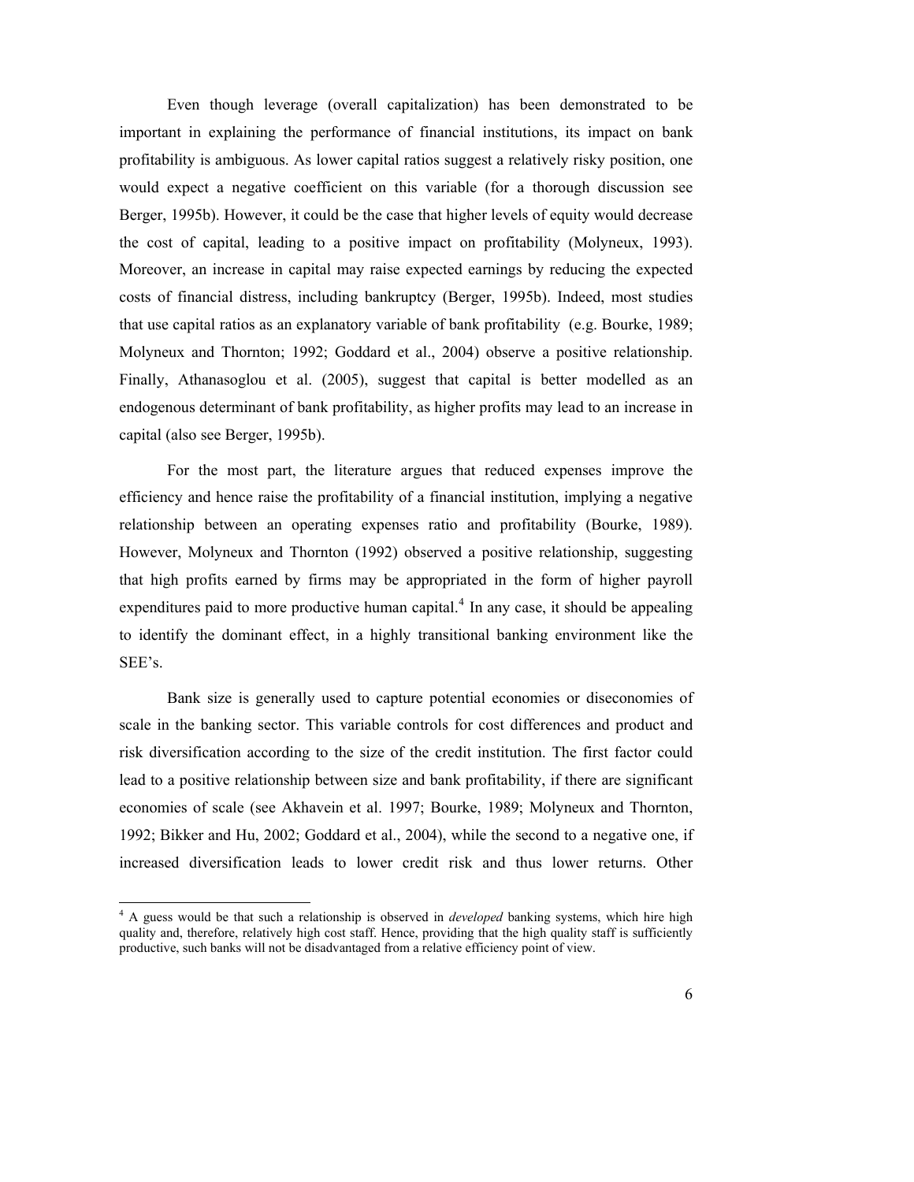Even though leverage (overall capitalization) has been demonstrated to be important in explaining the performance of financial institutions, its impact on bank profitability is ambiguous. As lower capital ratios suggest a relatively risky position, one would expect a negative coefficient on this variable (for a thorough discussion see Berger, 1995b). However, it could be the case that higher levels of equity would decrease the cost of capital, leading to a positive impact on profitability (Molyneux, 1993). Moreover, an increase in capital may raise expected earnings by reducing the expected costs of financial distress, including bankruptcy (Berger, 1995b). Indeed, most studies that use capital ratios as an explanatory variable of bank profitability (e.g. Bourke, 1989; Molyneux and Thornton; 1992; Goddard et al., 2004) observe a positive relationship. Finally, Athanasoglou et al. (2005), suggest that capital is better modelled as an endogenous determinant of bank profitability, as higher profits may lead to an increase in capital (also see Berger, 1995b).

For the most part, the literature argues that reduced expenses improve the efficiency and hence raise the profitability of a financial institution, implying a negative relationship between an operating expenses ratio and profitability (Bourke, 1989). However, Molyneux and Thornton (1992) observed a positive relationship, suggesting that high profits earned by firms may be appropriated in the form of higher payroll expenditures paid to more productive human capital.[4] In any case, it should be appealing to identify the dominant effect, in a highly transitional banking environment like the SEE's.

Bank size is generally used to capture potential economies or diseconomies of scale in the banking sector. This variable controls for cost differences and product and risk diversification according to the size of the credit institution. The first factor could lead to a positive relationship between size and bank profitability, if there are significant economies of scale (see Akhavein et al. 1997; Bourke, 1989; Molyneux and Thornton, 1992; Bikker and Hu, 2002; Goddard et al., 2004), while the second to a negative one, if increased diversification leads to lower credit risk and thus lower returns. Other

[4] A guess would be that such a relationship is observed in *developed* banking systems, which hire high quality and, therefore, relatively high cost staff. Hence, providing that the high quality staff is sufficiently productive, such banks will not be disadvantaged from a relative efficiency point of view.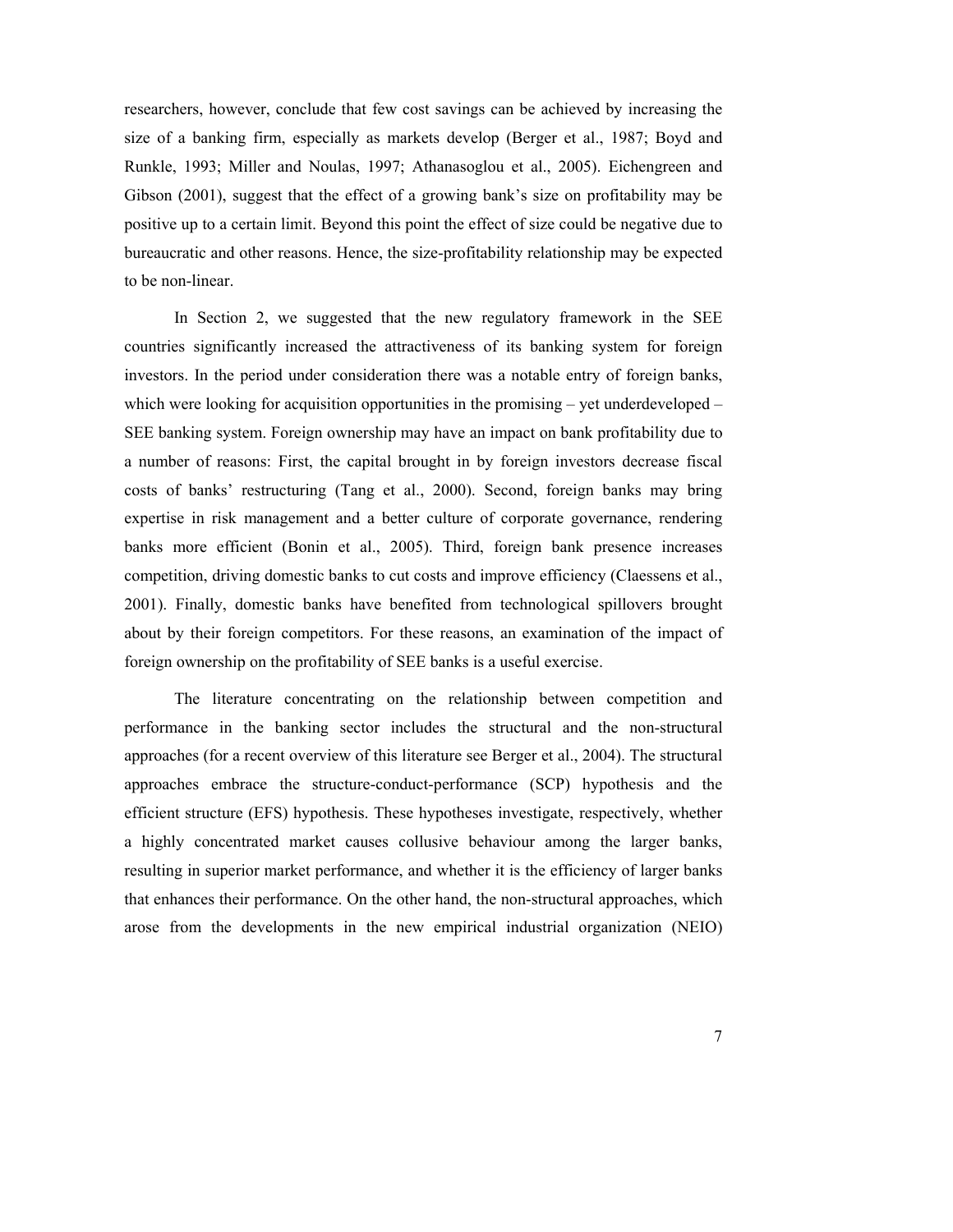researchers, however, conclude that few cost savings can be achieved by increasing the size of a banking firm, especially as markets develop (Berger et al., 1987; Boyd and Runkle, 1993; Miller and Noulas, 1997; Athanasoglou et al., 2005). Eichengreen and Gibson (2001), suggest that the effect of a growing bank's size on profitability may be positive up to a certain limit. Beyond this point the effect of size could be negative due to bureaucratic and other reasons. Hence, the size-profitability relationship may be expected to be non-linear.

In Section 2, we suggested that the new regulatory framework in the SEE countries significantly increased the attractiveness of its banking system for foreign investors. In the period under consideration there was a notable entry of foreign banks, which were looking for acquisition opportunities in the promising – yet underdeveloped – SEE banking system. Foreign ownership may have an impact on bank profitability due to a number of reasons: First, the capital brought in by foreign investors decrease fiscal costs of banks' restructuring (Tang et al., 2000). Second, foreign banks may bring expertise in risk management and a better culture of corporate governance, rendering banks more efficient (Bonin et al., 2005). Third, foreign bank presence increases competition, driving domestic banks to cut costs and improve efficiency (Claessens et al., 2001). Finally, domestic banks have benefited from technological spillovers brought about by their foreign competitors. For these reasons, an examination of the impact of foreign ownership on the profitability of SEE banks is a useful exercise.

The literature concentrating on the relationship between competition and performance in the banking sector includes the structural and the non-structural approaches (for a recent overview of this literature see Berger et al., 2004). The structural approaches embrace the structure-conduct-performance (SCP) hypothesis and the efficient structure (EFS) hypothesis. These hypotheses investigate, respectively, whether a highly concentrated market causes collusive behaviour among the larger banks, resulting in superior market performance, and whether it is the efficiency of larger banks that enhances their performance. On the other hand, the non-structural approaches, which arose from the developments in the new empirical industrial organization (NEIO)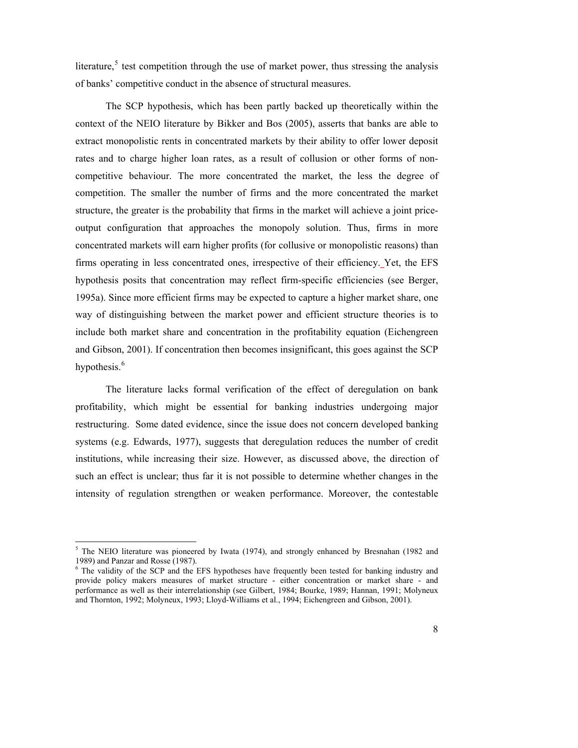literature,[5] test competition through the use of market power, thus stressing the analysis of banks' competitive conduct in the absence of structural measures.

The SCP hypothesis, which has been partly backed up theoretically within the context of the NEIO literature by Bikker and Bos (2005), asserts that banks are able to extract monopolistic rents in concentrated markets by their ability to offer lower deposit rates and to charge higher loan rates, as a result of collusion or other forms of non-competitive behaviour. The more concentrated the market, the less the degree of competition. The smaller the number of firms and the more concentrated the market structure, the greater is the probability that firms in the market will achieve a joint price-output configuration that approaches the monopoly solution. Thus, firms in more concentrated markets will earn higher profits (for collusive or monopolistic reasons) than firms operating in less concentrated ones, irrespective of their efficiency. Yet, the EFS hypothesis posits that concentration may reflect firm-specific efficiencies (see Berger, 1995a). Since more efficient firms may be expected to capture a higher market share, one way of distinguishing between the market power and efficient structure theories is to include both market share and concentration in the profitability equation (Eichengreen and Gibson, 2001). If concentration then becomes insignificant, this goes against the SCP hypothesis.[6]

The literature lacks formal verification of the effect of deregulation on bank profitability, which might be essential for banking industries undergoing major restructuring. Some dated evidence, since the issue does not concern developed banking systems (e.g. Edwards, 1977), suggests that deregulation reduces the number of credit institutions, while increasing their size. However, as discussed above, the direction of such an effect is unclear; thus far it is not possible to determine whether changes in the intensity of regulation strengthen or weaken performance. Moreover, the contestable

[5] The NEIO literature was pioneered by Iwata (1974), and strongly enhanced by Bresnahan (1982 and 1989) and Panzar and Rosse (1987).

[6] The validity of the SCP and the EFS hypotheses have frequently been tested for banking industry and provide policy makers measures of market structure - either concentration or market share - and performance as well as their interrelationship (see Gilbert, 1984; Bourke, 1989; Hannan, 1991; Molyneux and Thornton, 1992; Molyneux, 1993; Lloyd-Williams et al., 1994; Eichengreen and Gibson, 2001).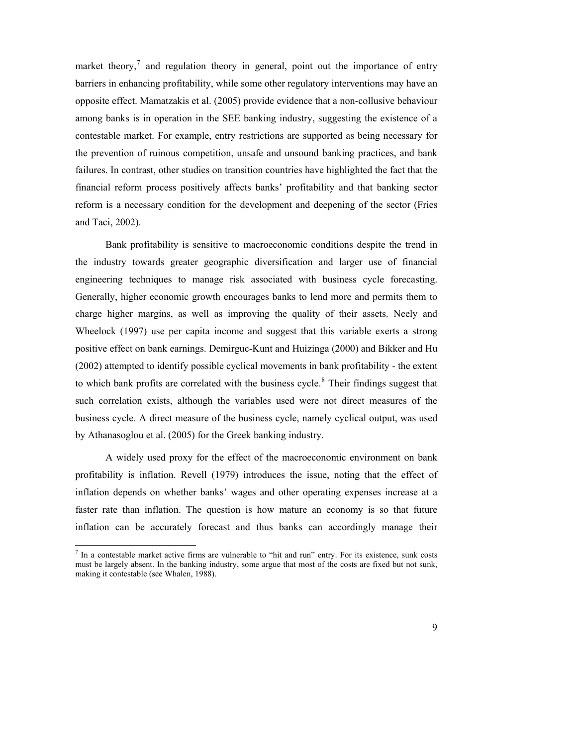market theory,[7] and regulation theory in general, point out the importance of entry barriers in enhancing profitability, while some other regulatory interventions may have an opposite effect. Mamatzakis et al. (2005) provide evidence that a non-collusive behaviour among banks is in operation in the SEE banking industry, suggesting the existence of a contestable market. For example, entry restrictions are supported as being necessary for the prevention of ruinous competition, unsafe and unsound banking practices, and bank failures. In contrast, other studies on transition countries have highlighted the fact that the financial reform process positively affects banks' profitability and that banking sector reform is a necessary condition for the development and deepening of the sector (Fries and Taci, 2002).

Bank profitability is sensitive to macroeconomic conditions despite the trend in the industry towards greater geographic diversification and larger use of financial engineering techniques to manage risk associated with business cycle forecasting. Generally, higher economic growth encourages banks to lend more and permits them to charge higher margins, as well as improving the quality of their assets. Neely and Wheelock (1997) use per capita income and suggest that this variable exerts a strong positive effect on bank earnings. Demirguc-Kunt and Huizinga (2000) and Bikker and Hu (2002) attempted to identify possible cyclical movements in bank profitability - the extent to which bank profits are correlated with the business cycle.[8] Their findings suggest that such correlation exists, although the variables used were not direct measures of the business cycle. A direct measure of the business cycle, namely cyclical output, was used by Athanasoglou et al. (2005) for the Greek banking industry.

A widely used proxy for the effect of the macroeconomic environment on bank profitability is inflation. Revell (1979) introduces the issue, noting that the effect of inflation depends on whether banks' wages and other operating expenses increase at a faster rate than inflation. The question is how mature an economy is so that future inflation can be accurately forecast and thus banks can accordingly manage their

[7] In a contestable market active firms are vulnerable to "hit and run" entry. For its existence, sunk costs must be largely absent. In the banking industry, some argue that most of the costs are fixed but not sunk, making it contestable (see Whalen, 1988).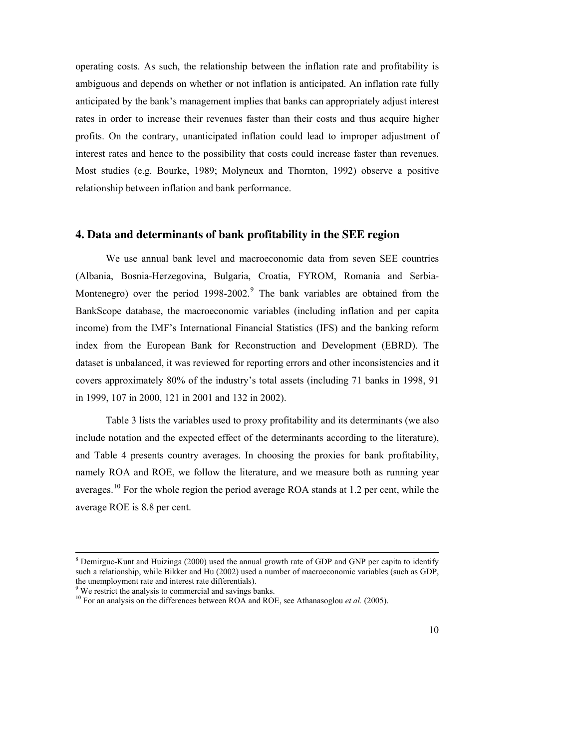operating costs. As such, the relationship between the inflation rate and profitability is ambiguous and depends on whether or not inflation is anticipated. An inflation rate fully anticipated by the bank's management implies that banks can appropriately adjust interest rates in order to increase their revenues faster than their costs and thus acquire higher profits. On the contrary, unanticipated inflation could lead to improper adjustment of interest rates and hence to the possibility that costs could increase faster than revenues. Most studies (e.g. Bourke, 1989; Molyneux and Thornton, 1992) observe a positive relationship between inflation and bank performance.

## 4. Data and determinants of bank profitability in the SEE region

We use annual bank level and macroeconomic data from seven SEE countries (Albania, Bosnia-Herzegovina, Bulgaria, Croatia, FYROM, Romania and Serbia-Montenegro) over the period 1998-2002.[9] The bank variables are obtained from the BankScope database, the macroeconomic variables (including inflation and per capita income) from the IMF's International Financial Statistics (IFS) and the banking reform index from the European Bank for Reconstruction and Development (EBRD). The dataset is unbalanced, it was reviewed for reporting errors and other inconsistencies and it covers approximately 80% of the industry's total assets (including 71 banks in 1998, 91 in 1999, 107 in 2000, 121 in 2001 and 132 in 2002).

Table 3 lists the variables used to proxy profitability and its determinants (we also include notation and the expected effect of the determinants according to the literature), and Table 4 presents country averages. In choosing the proxies for bank profitability, namely ROA and ROE, we follow the literature, and we measure both as running year averages.[10] For the whole region the period average ROA stands at 1.2 per cent, while the average ROE is 8.8 per cent.

---

[8] Demirguc-Kunt and Huizinga (2000) used the annual growth rate of GDP and GNP per capita to identify such a relationship, while Bikker and Hu (2002) used a number of macroeconomic variables (such as GDP, the unemployment rate and interest rate differentials).

[9] We restrict the analysis to commercial and savings banks.

[10] For an analysis on the differences between ROA and ROE, see Athanasoglou *et al.* (2005).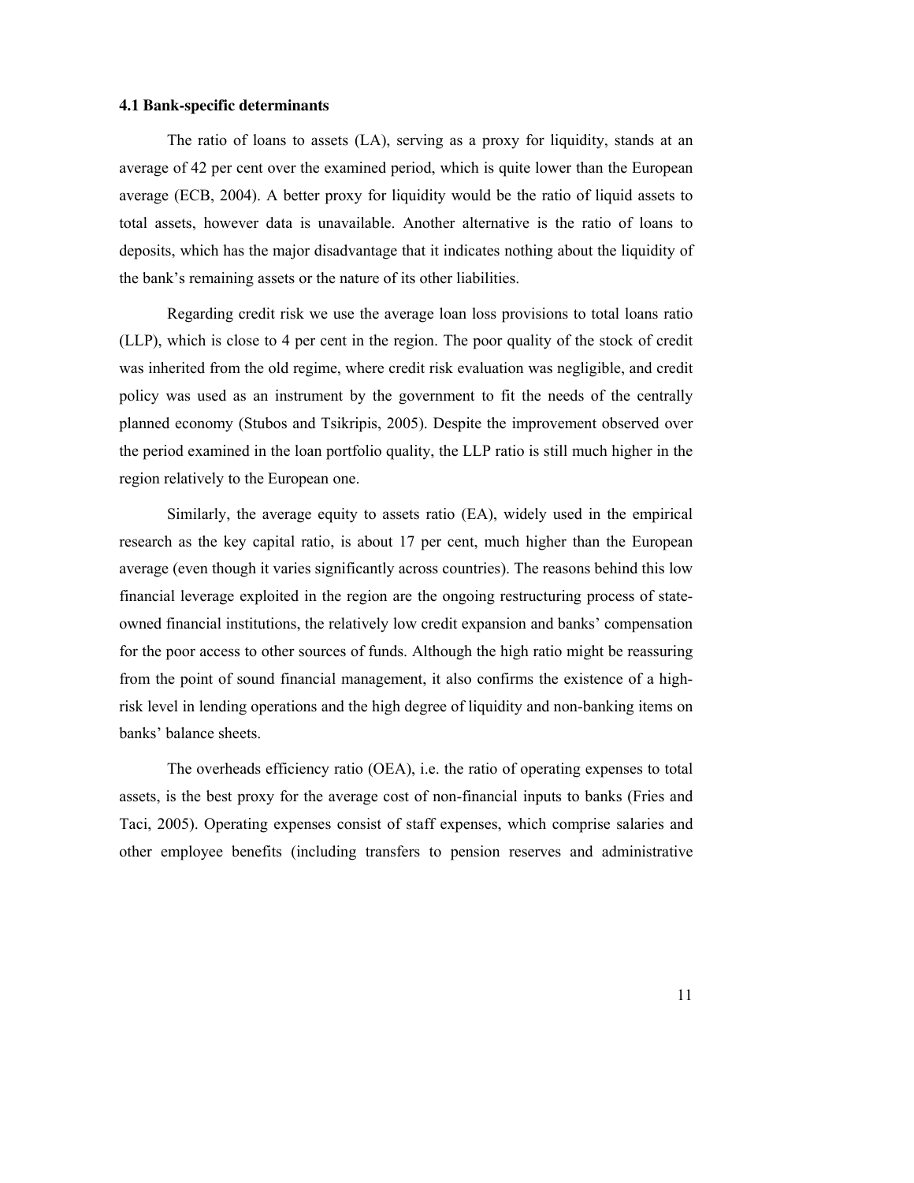### 4.1 Bank-specific determinants

The ratio of loans to assets (LA), serving as a proxy for liquidity, stands at an average of 42 per cent over the examined period, which is quite lower than the European average (ECB, 2004). A better proxy for liquidity would be the ratio of liquid assets to total assets, however data is unavailable. Another alternative is the ratio of loans to deposits, which has the major disadvantage that it indicates nothing about the liquidity of the bank's remaining assets or the nature of its other liabilities.

Regarding credit risk we use the average loan loss provisions to total loans ratio (LLP), which is close to 4 per cent in the region. The poor quality of the stock of credit was inherited from the old regime, where credit risk evaluation was negligible, and credit policy was used as an instrument by the government to fit the needs of the centrally planned economy (Stubos and Tsikripis, 2005). Despite the improvement observed over the period examined in the loan portfolio quality, the LLP ratio is still much higher in the region relatively to the European one.

Similarly, the average equity to assets ratio (EA), widely used in the empirical research as the key capital ratio, is about 17 per cent, much higher than the European average (even though it varies significantly across countries). The reasons behind this low financial leverage exploited in the region are the ongoing restructuring process of state-owned financial institutions, the relatively low credit expansion and banks' compensation for the poor access to other sources of funds. Although the high ratio might be reassuring from the point of sound financial management, it also confirms the existence of a high-risk level in lending operations and the high degree of liquidity and non-banking items on banks' balance sheets.

The overheads efficiency ratio (OEA), i.e. the ratio of operating expenses to total assets, is the best proxy for the average cost of non-financial inputs to banks (Fries and Taci, 2005). Operating expenses consist of staff expenses, which comprise salaries and other employee benefits (including transfers to pension reserves and administrative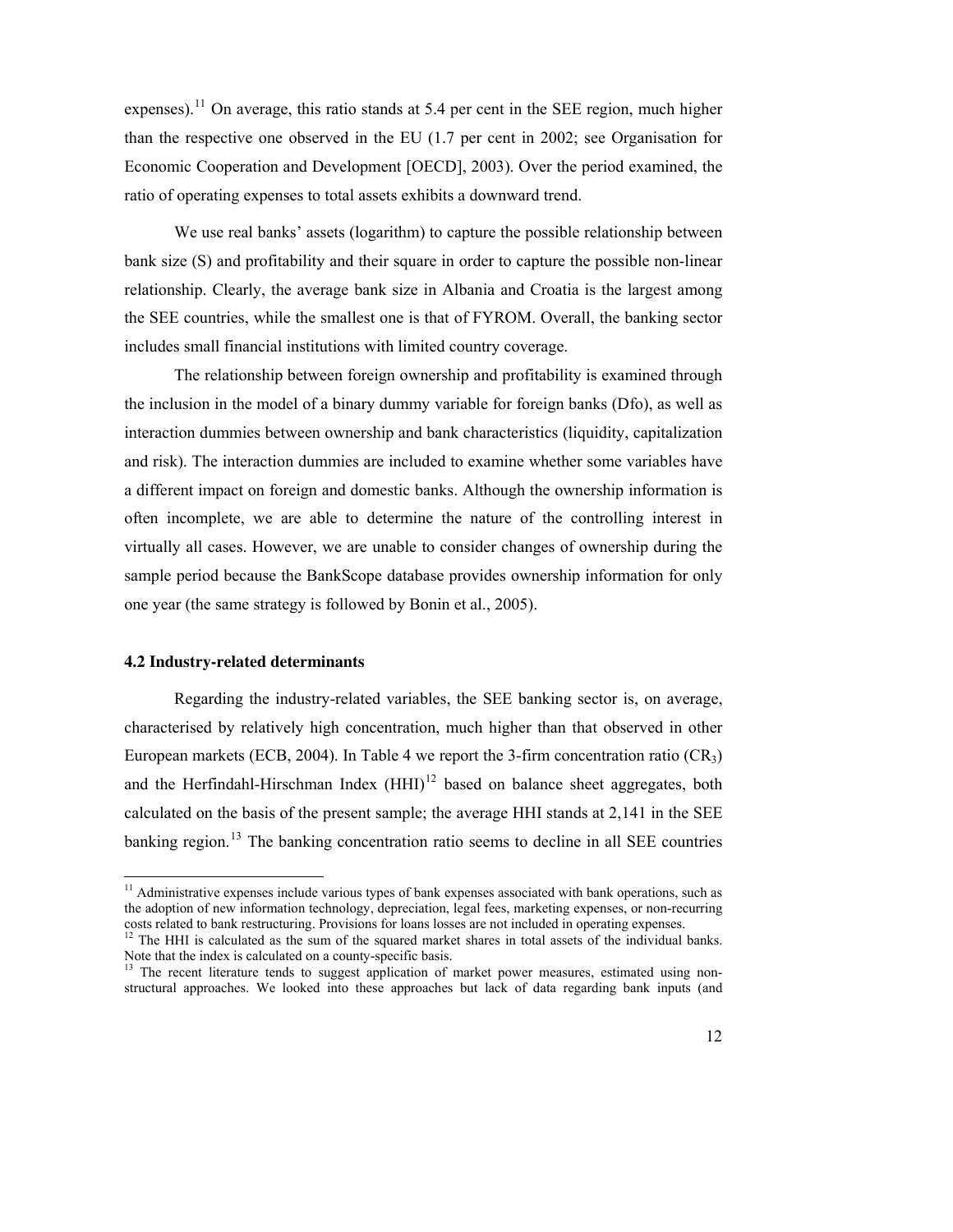expenses).[11] On average, this ratio stands at 5.4 per cent in the SEE region, much higher than the respective one observed in the EU (1.7 per cent in 2002; see Organisation for Economic Cooperation and Development [OECD], 2003). Over the period examined, the ratio of operating expenses to total assets exhibits a downward trend.

We use real banks' assets (logarithm) to capture the possible relationship between bank size (S) and profitability and their square in order to capture the possible non-linear relationship. Clearly, the average bank size in Albania and Croatia is the largest among the SEE countries, while the smallest one is that of FYROM. Overall, the banking sector includes small financial institutions with limited country coverage.

The relationship between foreign ownership and profitability is examined through the inclusion in the model of a binary dummy variable for foreign banks (Dfo), as well as interaction dummies between ownership and bank characteristics (liquidity, capitalization and risk). The interaction dummies are included to examine whether some variables have a different impact on foreign and domestic banks. Although the ownership information is often incomplete, we are able to determine the nature of the controlling interest in virtually all cases. However, we are unable to consider changes of ownership during the sample period because the BankScope database provides ownership information for only one year (the same strategy is followed by Bonin et al., 2005).

### 4.2 Industry-related determinants

Regarding the industry-related variables, the SEE banking sector is, on average, characterised by relatively high concentration, much higher than that observed in other European markets (ECB, 2004). In Table 4 we report the 3-firm concentration ratio ($CR_3$) and the Herfindahl-Hirschman Index (HHI)[12] based on balance sheet aggregates, both calculated on the basis of the present sample; the average HHI stands at 2,141 in the SEE banking region.[13] The banking concentration ratio seems to decline in all SEE countries

---

[11] Administrative expenses include various types of bank expenses associated with bank operations, such as the adoption of new information technology, depreciation, legal fees, marketing expenses, or non-recurring costs related to bank restructuring. Provisions for loans losses are not included in operating expenses.

[12] The HHI is calculated as the sum of the squared market shares in total assets of the individual banks. Note that the index is calculated on a county-specific basis.

[13] The recent literature tends to suggest application of market power measures, estimated using non-structural approaches. We looked into these approaches but lack of data regarding bank inputs (and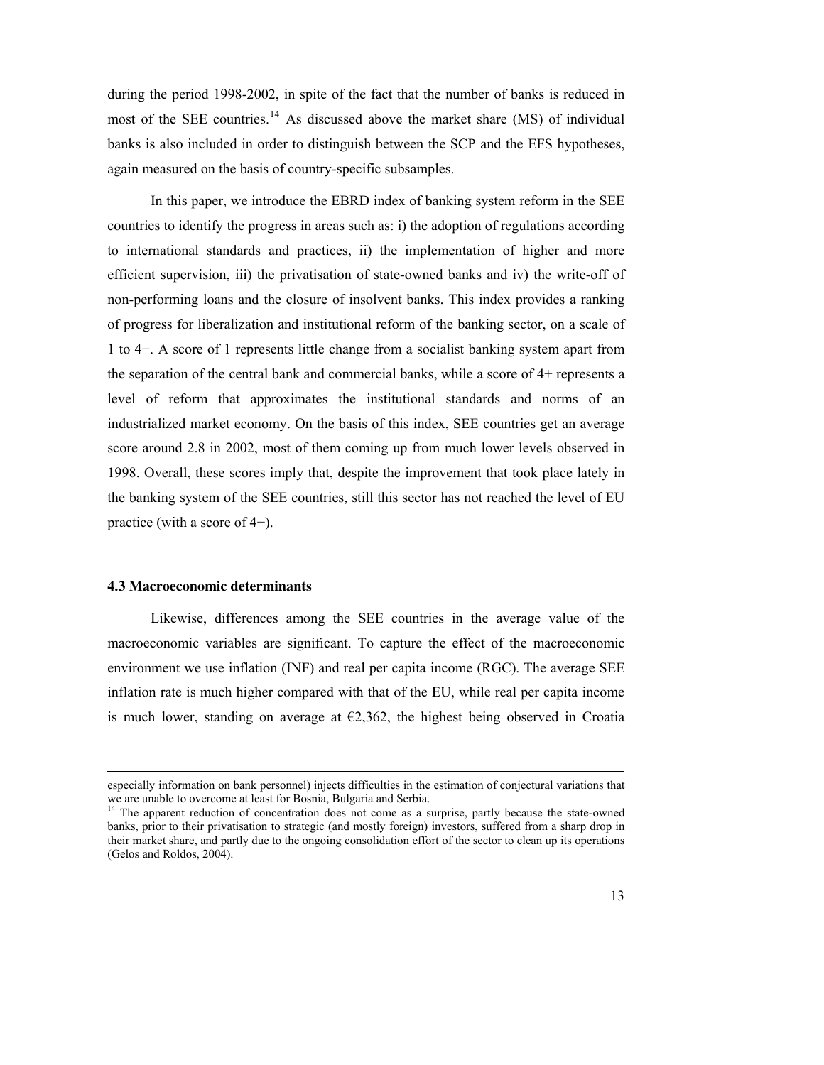during the period 1998-2002, in spite of the fact that the number of banks is reduced in most of the SEE countries.[14] As discussed above the market share (MS) of individual banks is also included in order to distinguish between the SCP and the EFS hypotheses, again measured on the basis of country-specific subsamples.

In this paper, we introduce the EBRD index of banking system reform in the SEE countries to identify the progress in areas such as: i) the adoption of regulations according to international standards and practices, ii) the implementation of higher and more efficient supervision, iii) the privatisation of state-owned banks and iv) the write-off of non-performing loans and the closure of insolvent banks. This index provides a ranking of progress for liberalization and institutional reform of the banking sector, on a scale of 1 to 4+. A score of 1 represents little change from a socialist banking system apart from the separation of the central bank and commercial banks, while a score of 4+ represents a level of reform that approximates the institutional standards and norms of an industrialized market economy. On the basis of this index, SEE countries get an average score around 2.8 in 2002, most of them coming up from much lower levels observed in 1998. Overall, these scores imply that, despite the improvement that took place lately in the banking system of the SEE countries, still this sector has not reached the level of EU practice (with a score of 4+).

### 4.3 Macroeconomic determinants

Likewise, differences among the SEE countries in the average value of the macroeconomic variables are significant. To capture the effect of the macroeconomic environment we use inflation (INF) and real per capita income (RGC). The average SEE inflation rate is much higher compared with that of the EU, while real per capita income is much lower, standing on average at €2,362, the highest being observed in Croatia

---

especially information on bank personnel) injects difficulties in the estimation of conjectural variations that we are unable to overcome at least for Bosnia, Bulgaria and Serbia.

[14] The apparent reduction of concentration does not come as a surprise, partly because the state-owned banks, prior to their privatisation to strategic (and mostly foreign) investors, suffered from a sharp drop in their market share, and partly due to the ongoing consolidation effort of the sector to clean up its operations (Gelos and Roldos, 2004).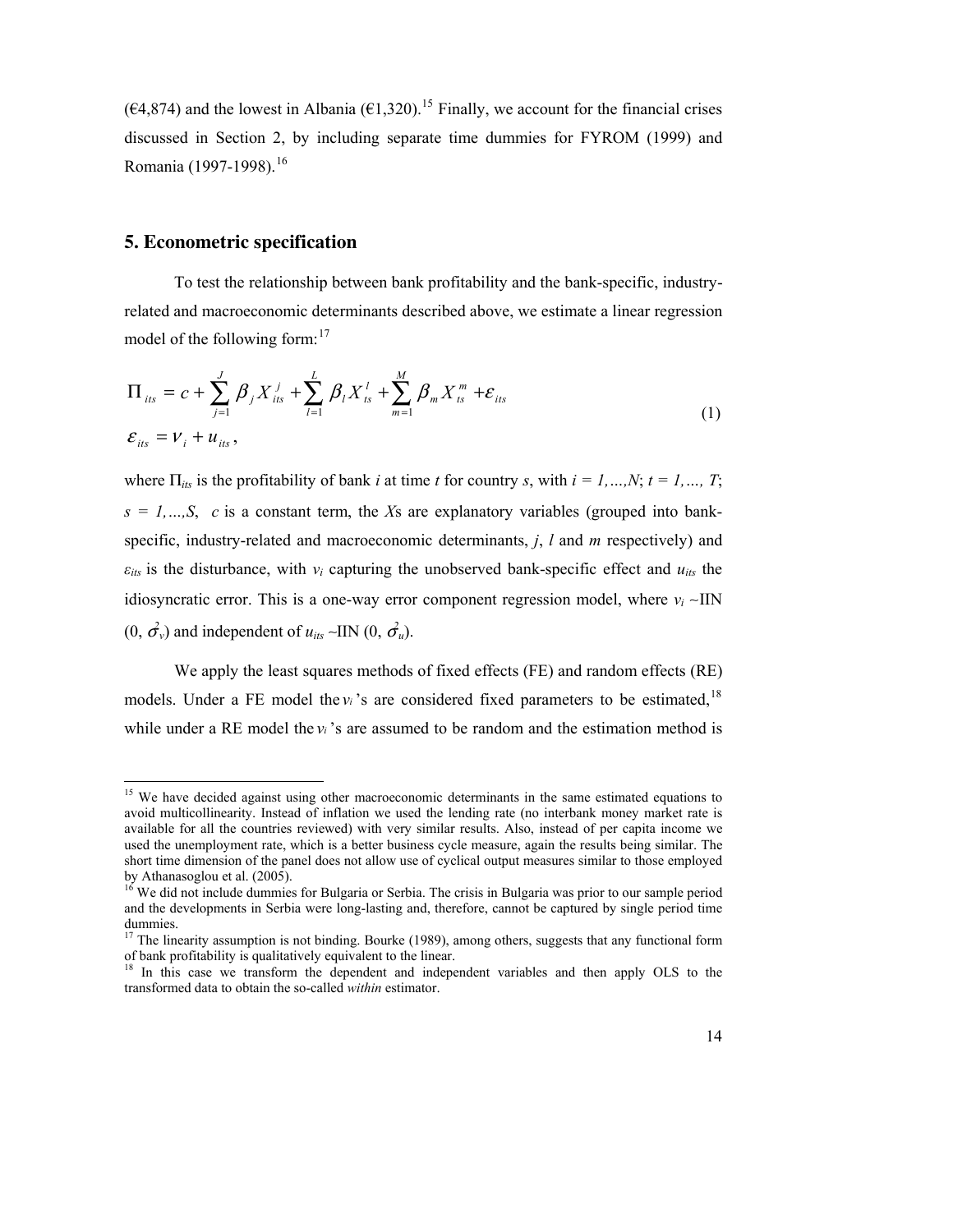(€4,874) and the lowest in Albania (€1,320).[15] Finally, we account for the financial crises discussed in Section 2, by including separate time dummies for FYROM (1999) and Romania (1997-1998).[16]

## 5. Econometric specification

To test the relationship between bank profitability and the bank-specific, industry-related and macroeconomic determinants described above, we estimate a linear regression model of the following form:[17]

$$\Pi_{its} = c + \sum_{j=1}^{J} \beta_j X_{its}^{j} + \sum_{l=1}^{L} \beta_l X_{ts}^{l} + \sum_{m=1}^{M} \beta_m X_{ts}^{m} + \varepsilon_{its}$$
$$\varepsilon_{its} = v_i + u_{its}, \tag{1}$$

where $\Pi_{its}$ is the profitability of bank $i$ at time $t$ for country $s$, with $i = 1,…,N$; $t = 1,…, T$; $s = 1,…,S$, $c$ is a constant term, the $X$s are explanatory variables (grouped into bank-specific, industry-related and macroeconomic determinants, $j$, $l$ and $m$ respectively) and $\varepsilon_{its}$ is the disturbance, with $v_i$ capturing the unobserved bank-specific effect and $u_{its}$ the idiosyncratic error. This is a one-way error component regression model, where $v_i$ ~IIN $(0, \sigma_v^2)$ and independent of $u_{its}$ ~IIN $(0, \sigma_u^2)$.

We apply the least squares methods of fixed effects (FE) and random effects (RE) models. Under a FE model the $v_i$'s are considered fixed parameters to be estimated,[18] while under a RE model the $v_i$'s are assumed to be random and the estimation method is

---

[15] We have decided against using other macroeconomic determinants in the same estimated equations to avoid multicollinearity. Instead of inflation we used the lending rate (no interbank money market rate is available for all the countries reviewed) with very similar results. Also, instead of per capita income we used the unemployment rate, which is a better business cycle measure, again the results being similar. The short time dimension of the panel does not allow use of cyclical output measures similar to those employed by Athanasoglou et al. (2005).

[16] We did not include dummies for Bulgaria or Serbia. The crisis in Bulgaria was prior to our sample period and the developments in Serbia were long-lasting and, therefore, cannot be captured by single period time dummies.

[17] The linearity assumption is not binding. Bourke (1989), among others, suggests that any functional form of bank profitability is qualitatively equivalent to the linear.

[18] In this case we transform the dependent and independent variables and then apply OLS to the transformed data to obtain the so-called *within* estimator.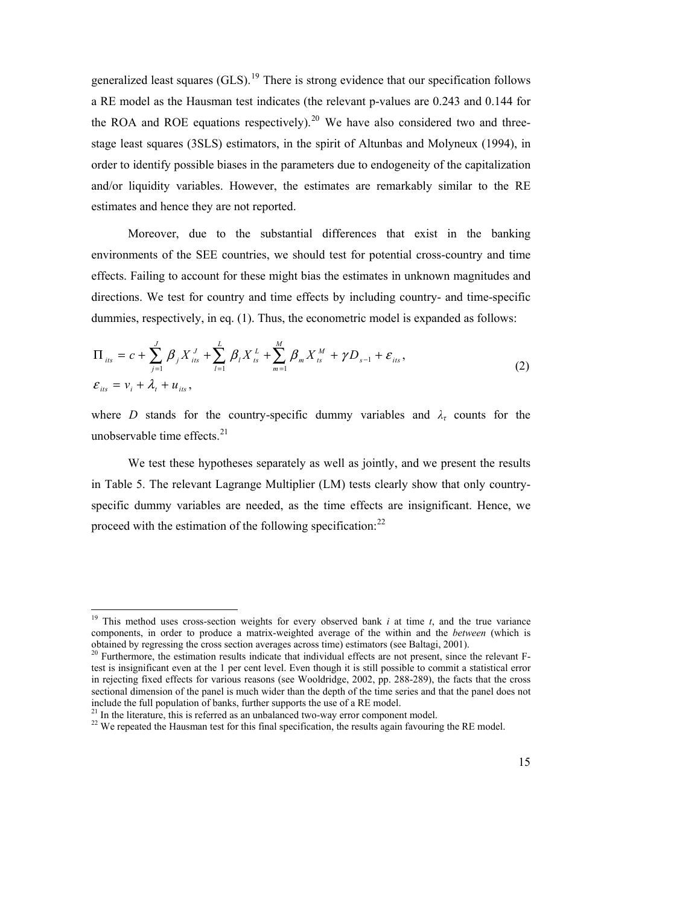generalized least squares (GLS).[19] There is strong evidence that our specification follows a RE model as the Hausman test indicates (the relevant p-values are 0.243 and 0.144 for the ROA and ROE equations respectively).[20] We have also considered two and three-stage least squares (3SLS) estimators, in the spirit of Altunbas and Molyneux (1994), in order to identify possible biases in the parameters due to endogeneity of the capitalization and/or liquidity variables. However, the estimates are remarkably similar to the RE estimates and hence they are not reported.

Moreover, due to the substantial differences that exist in the banking environments of the SEE countries, we should test for potential cross-country and time effects. Failing to account for these might bias the estimates in unknown magnitudes and directions. We test for country and time effects by including country- and time-specific dummies, respectively, in eq. (1). Thus, the econometric model is expanded as follows:

$$\Pi_{its} = c + \sum_{j=1}^{J} \beta_j X_{its}^{J} + \sum_{l=1}^{L} \beta_l X_{ts}^{L} + \sum_{m=1}^{M} \beta_m X_{ts}^{M} + \gamma D_{s-1} + \varepsilon_{its}, \qquad (2)$$

$$\varepsilon_{its} = v_i + \lambda_t + u_{its},$$

where $D$ stands for the country-specific dummy variables and $\lambda_\tau$ counts for the unobservable time effects.[21]

We test these hypotheses separately as well as jointly, and we present the results in Table 5. The relevant Lagrange Multiplier (LM) tests clearly show that only country-specific dummy variables are needed, as the time effects are insignificant. Hence, we proceed with the estimation of the following specification:[22]

---

[19] This method uses cross-section weights for every observed bank $i$ at time $t$, and the true variance components, in order to produce a matrix-weighted average of the within and the *between* (which is obtained by regressing the cross section averages across time) estimators (see Baltagi, 2001).

[20] Furthermore, the estimation results indicate that individual effects are not present, since the relevant F-test is insignificant even at the 1 per cent level. Even though it is still possible to commit a statistical error in rejecting fixed effects for various reasons (see Wooldridge, 2002, pp. 288-289), the facts that the cross sectional dimension of the panel is much wider than the depth of the time series and that the panel does not include the full population of banks, further supports the use of a RE model.

[21] In the literature, this is referred as an unbalanced two-way error component model.

[22] We repeated the Hausman test for this final specification, the results again favouring the RE model.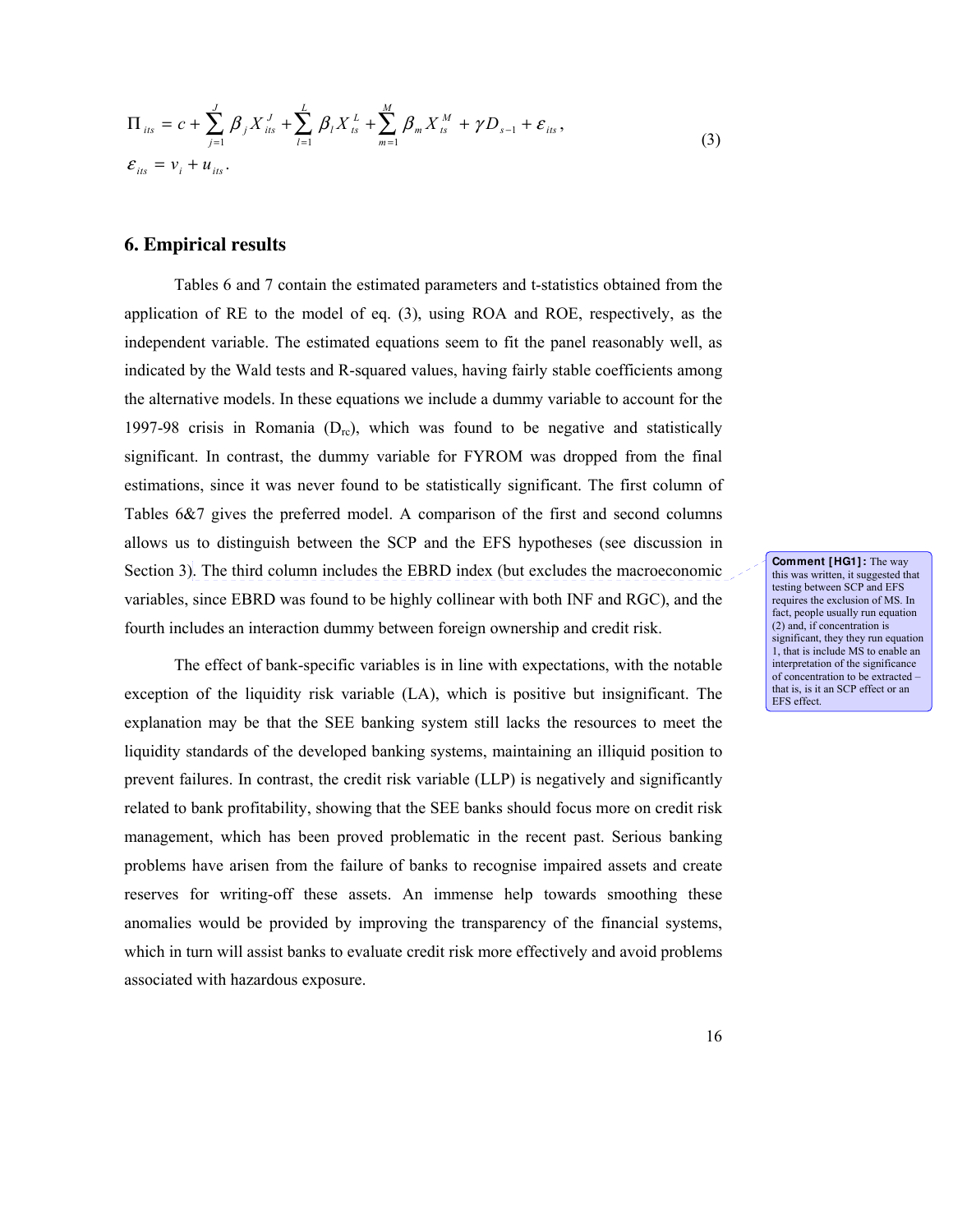$$\Pi_{its} = c + \sum_{j=1}^{J} \beta_j X_{its}^{J} + \sum_{l=1}^{L} \beta_l X_{ts}^{L} + \sum_{m=1}^{M} \beta_m X_{ts}^{M} + \gamma D_{s-1} + \varepsilon_{its}, \tag{3}$$

$$\varepsilon_{its} = v_i + u_{its}.$$

## 6. Empirical results

Tables 6 and 7 contain the estimated parameters and t-statistics obtained from the application of RE to the model of eq. (3), using ROA and ROE, respectively, as the independent variable. The estimated equations seem to fit the panel reasonably well, as indicated by the Wald tests and R-squared values, having fairly stable coefficients among the alternative models. In these equations we include a dummy variable to account for the 1997-98 crisis in Romania ($D_{rc}$), which was found to be negative and statistically significant. In contrast, the dummy variable for FYROM was dropped from the final estimations, since it was never found to be statistically significant. The first column of Tables 6&7 gives the preferred model. A comparison of the first and second columns allows us to distinguish between the SCP and the EFS hypotheses (see discussion in Section 3). The third column includes the EBRD index (but excludes the macroeconomic variables, since EBRD was found to be highly collinear with both INF and RGC), and the fourth includes an interaction dummy between foreign ownership and credit risk.

**Comment [HG1]:** The way this was written, it suggested that testing between SCP and EFS requires the exclusion of MS. In fact, people usually run equation (2) and, if concentration is significant, they they run equation 1, that is include MS to enable an interpretation of the significance of concentration to be extracted – that is, is it an SCP effect or an EFS effect.

The effect of bank-specific variables is in line with expectations, with the notable exception of the liquidity risk variable (LA), which is positive but insignificant. The explanation may be that the SEE banking system still lacks the resources to meet the liquidity standards of the developed banking systems, maintaining an illiquid position to prevent failures. In contrast, the credit risk variable (LLP) is negatively and significantly related to bank profitability, showing that the SEE banks should focus more on credit risk management, which has been proved problematic in the recent past. Serious banking problems have arisen from the failure of banks to recognise impaired assets and create reserves for writing-off these assets. An immense help towards smoothing these anomalies would be provided by improving the transparency of the financial systems, which in turn will assist banks to evaluate credit risk more effectively and avoid problems associated with hazardous exposure.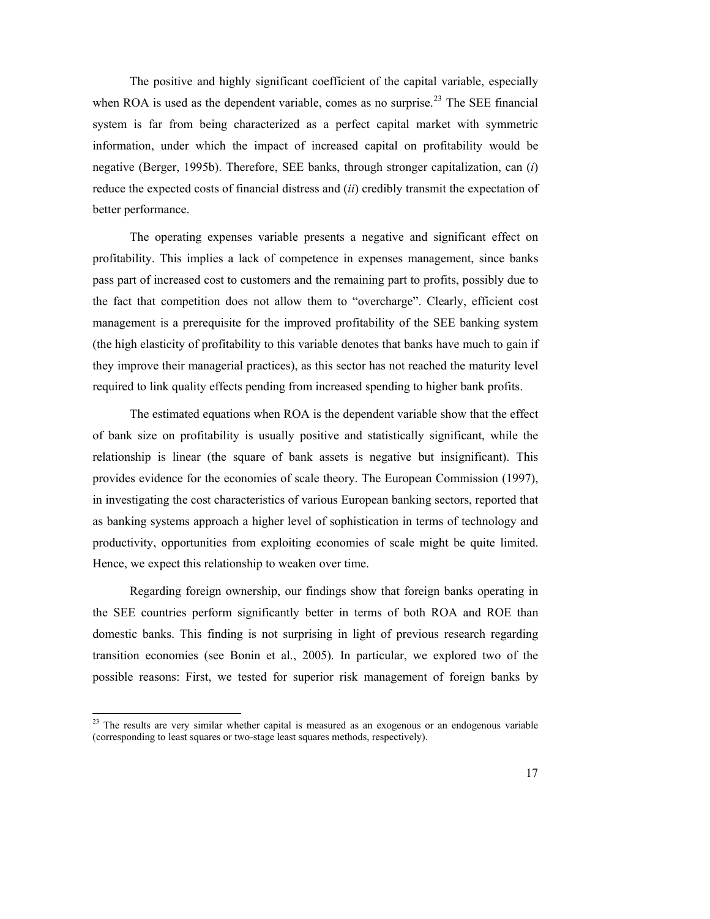The positive and highly significant coefficient of the capital variable, especially when ROA is used as the dependent variable, comes as no surprise.[23] The SEE financial system is far from being characterized as a perfect capital market with symmetric information, under which the impact of increased capital on profitability would be negative (Berger, 1995b). Therefore, SEE banks, through stronger capitalization, can (*i*) reduce the expected costs of financial distress and (*ii*) credibly transmit the expectation of better performance.

The operating expenses variable presents a negative and significant effect on profitability. This implies a lack of competence in expenses management, since banks pass part of increased cost to customers and the remaining part to profits, possibly due to the fact that competition does not allow them to "overcharge". Clearly, efficient cost management is a prerequisite for the improved profitability of the SEE banking system (the high elasticity of profitability to this variable denotes that banks have much to gain if they improve their managerial practices), as this sector has not reached the maturity level required to link quality effects pending from increased spending to higher bank profits.

The estimated equations when ROA is the dependent variable show that the effect of bank size on profitability is usually positive and statistically significant, while the relationship is linear (the square of bank assets is negative but insignificant). This provides evidence for the economies of scale theory. The European Commission (1997), in investigating the cost characteristics of various European banking sectors, reported that as banking systems approach a higher level of sophistication in terms of technology and productivity, opportunities from exploiting economies of scale might be quite limited. Hence, we expect this relationship to weaken over time.

Regarding foreign ownership, our findings show that foreign banks operating in the SEE countries perform significantly better in terms of both ROA and ROE than domestic banks. This finding is not surprising in light of previous research regarding transition economies (see Bonin et al., 2005). In particular, we explored two of the possible reasons: First, we tested for superior risk management of foreign banks by

---

[23] The results are very similar whether capital is measured as an exogenous or an endogenous variable (corresponding to least squares or two-stage least squares methods, respectively).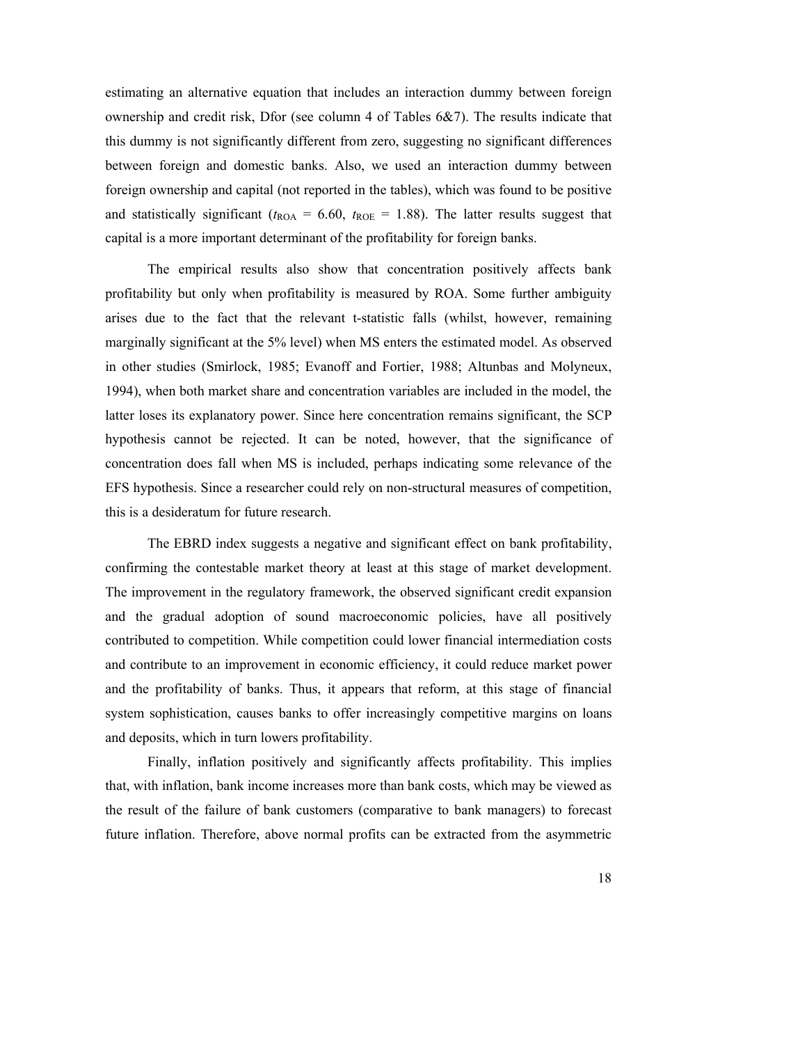estimating an alternative equation that includes an interaction dummy between foreign ownership and credit risk, Dfor (see column 4 of Tables 6&7). The results indicate that this dummy is not significantly different from zero, suggesting no significant differences between foreign and domestic banks. Also, we used an interaction dummy between foreign ownership and capital (not reported in the tables), which was found to be positive and statistically significant ($t_{ROA}$ = 6.60, $t_{ROE}$ = 1.88). The latter results suggest that capital is a more important determinant of the profitability for foreign banks.

The empirical results also show that concentration positively affects bank profitability but only when profitability is measured by ROA. Some further ambiguity arises due to the fact that the relevant t-statistic falls (whilst, however, remaining marginally significant at the 5% level) when MS enters the estimated model. As observed in other studies (Smirlock, 1985; Evanoff and Fortier, 1988; Altunbas and Molyneux, 1994), when both market share and concentration variables are included in the model, the latter loses its explanatory power. Since here concentration remains significant, the SCP hypothesis cannot be rejected. It can be noted, however, that the significance of concentration does fall when MS is included, perhaps indicating some relevance of the EFS hypothesis. Since a researcher could rely on non-structural measures of competition, this is a desideratum for future research.

The EBRD index suggests a negative and significant effect on bank profitability, confirming the contestable market theory at least at this stage of market development. The improvement in the regulatory framework, the observed significant credit expansion and the gradual adoption of sound macroeconomic policies, have all positively contributed to competition. While competition could lower financial intermediation costs and contribute to an improvement in economic efficiency, it could reduce market power and the profitability of banks. Thus, it appears that reform, at this stage of financial system sophistication, causes banks to offer increasingly competitive margins on loans and deposits, which in turn lowers profitability.

Finally, inflation positively and significantly affects profitability. This implies that, with inflation, bank income increases more than bank costs, which may be viewed as the result of the failure of bank customers (comparative to bank managers) to forecast future inflation. Therefore, above normal profits can be extracted from the asymmetric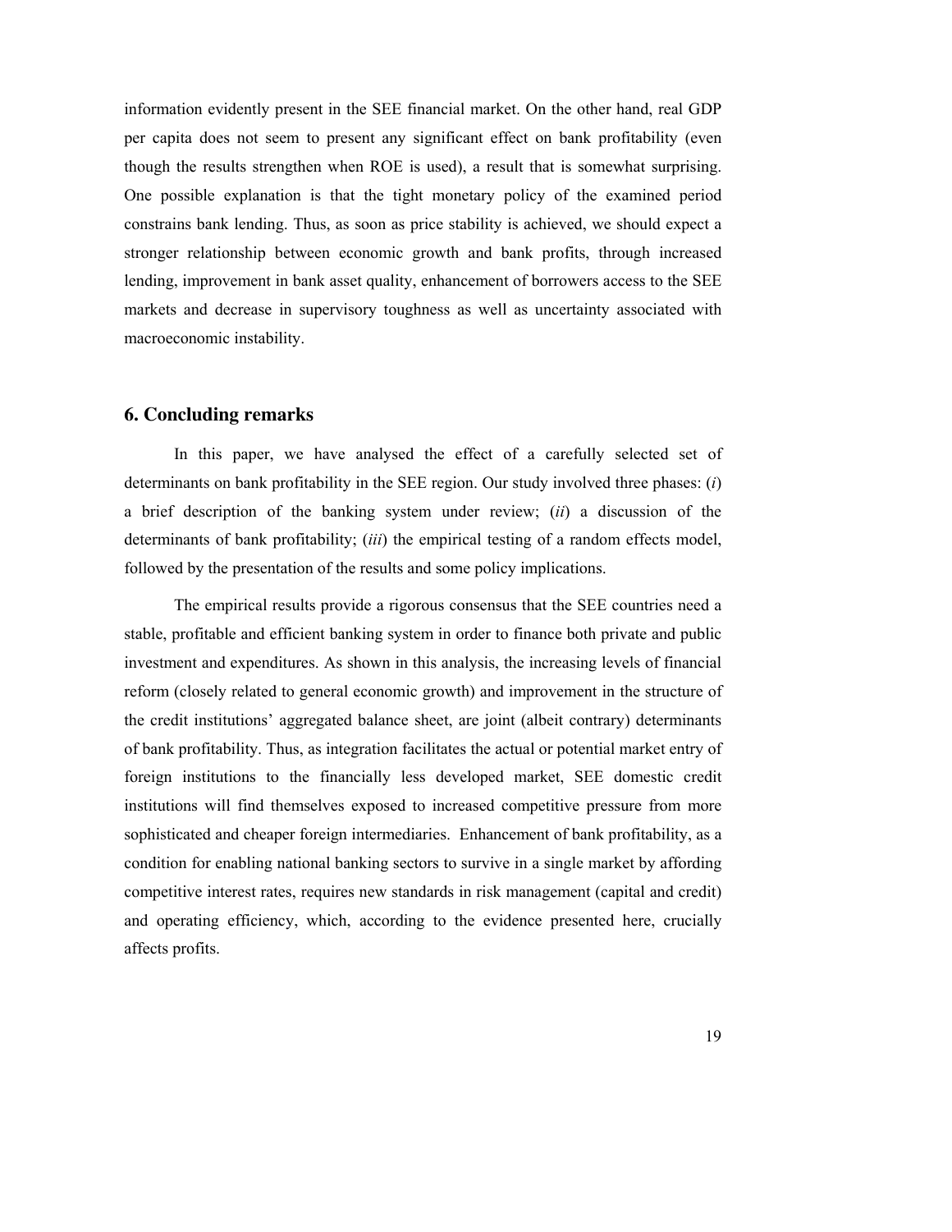information evidently present in the SEE financial market. On the other hand, real GDP per capita does not seem to present any significant effect on bank profitability (even though the results strengthen when ROE is used), a result that is somewhat surprising. One possible explanation is that the tight monetary policy of the examined period constrains bank lending. Thus, as soon as price stability is achieved, we should expect a stronger relationship between economic growth and bank profits, through increased lending, improvement in bank asset quality, enhancement of borrowers access to the SEE markets and decrease in supervisory toughness as well as uncertainty associated with macroeconomic instability.

## 6. Concluding remarks

In this paper, we have analysed the effect of a carefully selected set of determinants on bank profitability in the SEE region. Our study involved three phases: (*i*) a brief description of the banking system under review; (*ii*) a discussion of the determinants of bank profitability; (*iii*) the empirical testing of a random effects model, followed by the presentation of the results and some policy implications.

The empirical results provide a rigorous consensus that the SEE countries need a stable, profitable and efficient banking system in order to finance both private and public investment and expenditures. As shown in this analysis, the increasing levels of financial reform (closely related to general economic growth) and improvement in the structure of the credit institutions' aggregated balance sheet, are joint (albeit contrary) determinants of bank profitability. Thus, as integration facilitates the actual or potential market entry of foreign institutions to the financially less developed market, SEE domestic credit institutions will find themselves exposed to increased competitive pressure from more sophisticated and cheaper foreign intermediaries. Enhancement of bank profitability, as a condition for enabling national banking sectors to survive in a single market by affording competitive interest rates, requires new standards in risk management (capital and credit) and operating efficiency, which, according to the evidence presented here, crucially affects profits.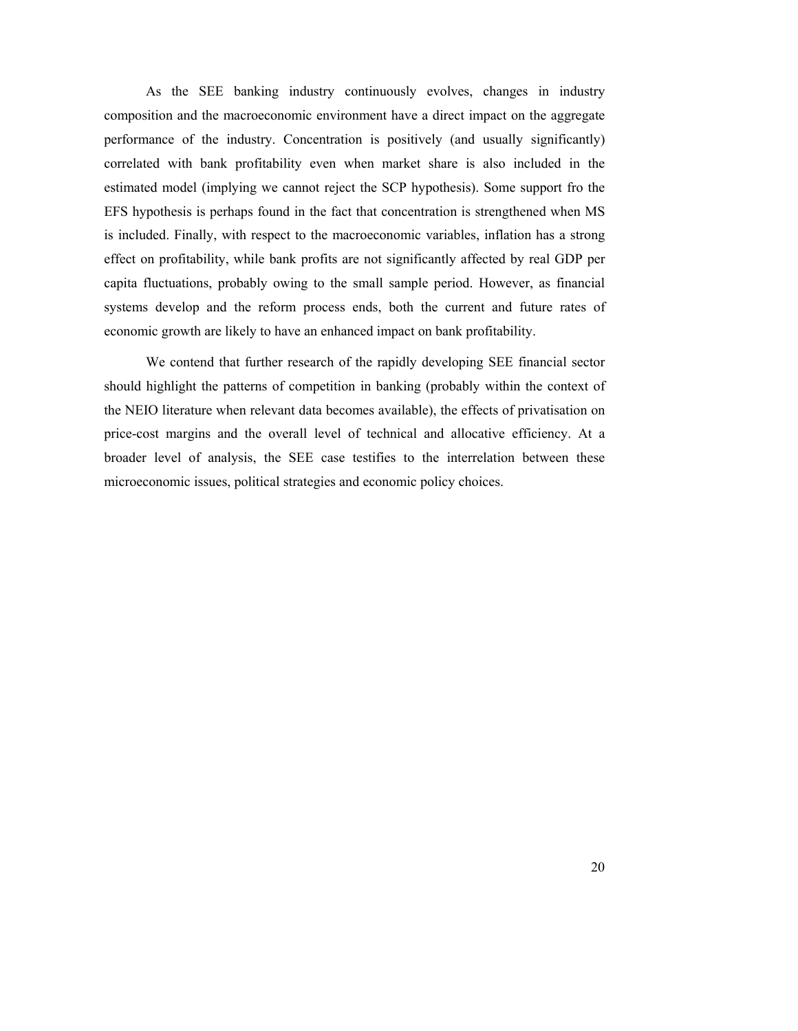As the SEE banking industry continuously evolves, changes in industry composition and the macroeconomic environment have a direct impact on the aggregate performance of the industry. Concentration is positively (and usually significantly) correlated with bank profitability even when market share is also included in the estimated model (implying we cannot reject the SCP hypothesis). Some support fro the EFS hypothesis is perhaps found in the fact that concentration is strengthened when MS is included. Finally, with respect to the macroeconomic variables, inflation has a strong effect on profitability, while bank profits are not significantly affected by real GDP per capita fluctuations, probably owing to the small sample period. However, as financial systems develop and the reform process ends, both the current and future rates of economic growth are likely to have an enhanced impact on bank profitability.

We contend that further research of the rapidly developing SEE financial sector should highlight the patterns of competition in banking (probably within the context of the NEIO literature when relevant data becomes available), the effects of privatisation on price-cost margins and the overall level of technical and allocative efficiency. At a broader level of analysis, the SEE case testifies to the interrelation between these microeconomic issues, political strategies and economic policy choices.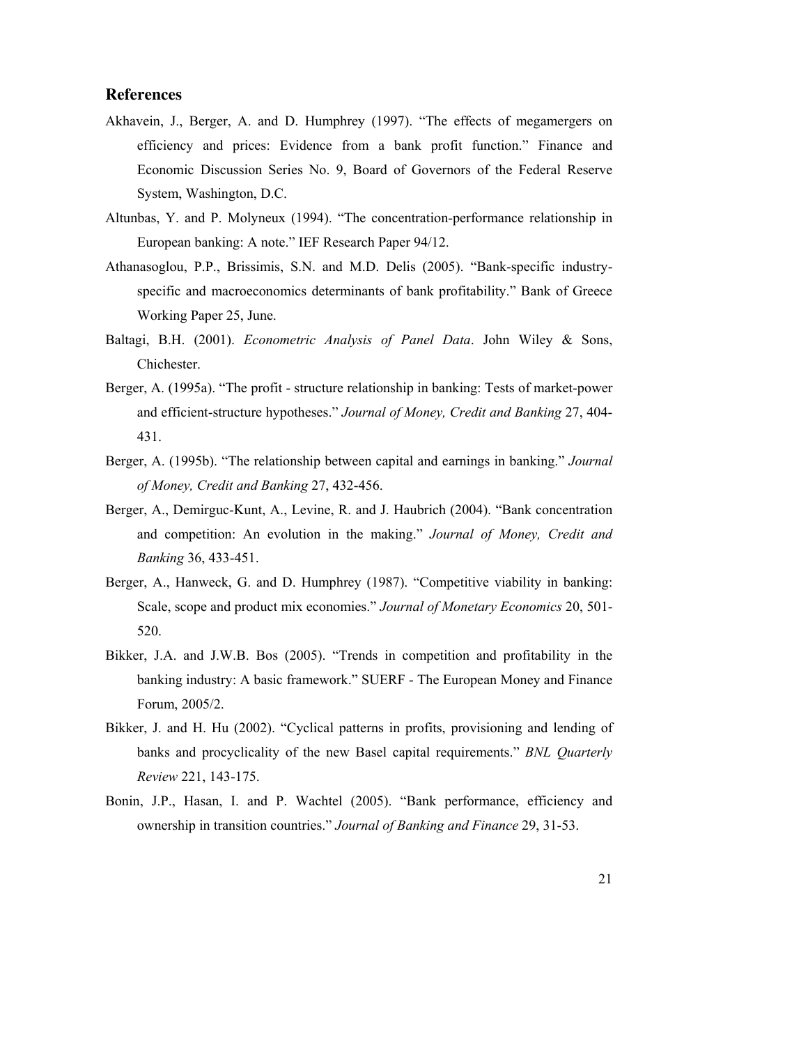## References

Akhavein, J., Berger, A. and D. Humphrey (1997). "The effects of megamergers on efficiency and prices: Evidence from a bank profit function." Finance and Economic Discussion Series No. 9, Board of Governors of the Federal Reserve System, Washington, D.C.

Altunbas, Y. and P. Molyneux (1994). "The concentration-performance relationship in European banking: A note." IEF Research Paper 94/12.

Athanasoglou, P.P., Brissimis, S.N. and M.D. Delis (2005). "Bank-specific industry-specific and macroeconomics determinants of bank profitability." Bank of Greece Working Paper 25, June.

Baltagi, B.H. (2001). *Econometric Analysis of Panel Data*. John Wiley & Sons, Chichester.

Berger, A. (1995a). "The profit - structure relationship in banking: Tests of market-power and efficient-structure hypotheses." *Journal of Money, Credit and Banking* 27, 404-431.

Berger, A. (1995b). "The relationship between capital and earnings in banking." *Journal of Money, Credit and Banking* 27, 432-456.

Berger, A., Demirguc-Kunt, A., Levine, R. and J. Haubrich (2004). "Bank concentration and competition: An evolution in the making." *Journal of Money, Credit and Banking* 36, 433-451.

Berger, A., Hanweck, G. and D. Humphrey (1987). "Competitive viability in banking: Scale, scope and product mix economies." *Journal of Monetary Economics* 20, 501-520.

Bikker, J.A. and J.W.B. Bos (2005). "Trends in competition and profitability in the banking industry: A basic framework." SUERF - The European Money and Finance Forum, 2005/2.

Bikker, J. and H. Hu (2002). "Cyclical patterns in profits, provisioning and lending of banks and procyclicality of the new Basel capital requirements." *BNL Quarterly Review* 221, 143-175.

Bonin, J.P., Hasan, I. and P. Wachtel (2005). "Bank performance, efficiency and ownership in transition countries." *Journal of Banking and Finance* 29, 31-53.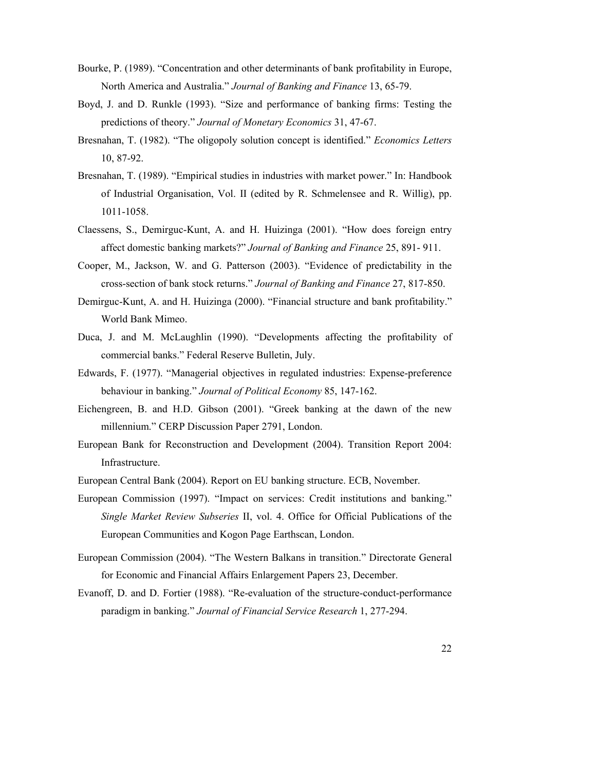Bourke, P. (1989). "Concentration and other determinants of bank profitability in Europe, North America and Australia." *Journal of Banking and Finance* 13, 65-79.

Boyd, J. and D. Runkle (1993). "Size and performance of banking firms: Testing the predictions of theory." *Journal of Monetary Economics* 31, 47-67.

Bresnahan, T. (1982). "The oligopoly solution concept is identified." *Economics Letters* 10, 87-92.

Bresnahan, T. (1989). "Empirical studies in industries with market power." In: Handbook of Industrial Organisation, Vol. II (edited by R. Schmelensee and R. Willig), pp. 1011-1058.

Claessens, S., Demirguc-Kunt, A. and H. Huizinga (2001). "How does foreign entry affect domestic banking markets?" *Journal of Banking and Finance* 25, 891- 911.

Cooper, M., Jackson, W. and G. Patterson (2003). "Evidence of predictability in the cross-section of bank stock returns." *Journal of Banking and Finance* 27, 817-850.

Demirguc-Kunt, A. and H. Huizinga (2000). "Financial structure and bank profitability." World Bank Mimeo.

Duca, J. and M. McLaughlin (1990). "Developments affecting the profitability of commercial banks." Federal Reserve Bulletin, July.

Edwards, F. (1977). "Managerial objectives in regulated industries: Expense-preference behaviour in banking." *Journal of Political Economy* 85, 147-162.

Eichengreen, B. and H.D. Gibson (2001). "Greek banking at the dawn of the new millennium." CERP Discussion Paper 2791, London.

European Bank for Reconstruction and Development (2004). Transition Report 2004: Infrastructure.

European Central Bank (2004). Report on EU banking structure. ECB, November.

European Commission (1997). "Impact on services: Credit institutions and banking." *Single Market Review Subseries* II, vol. 4. Office for Official Publications of the European Communities and Kogon Page Earthscan, London.

European Commission (2004). "The Western Balkans in transition." Directorate General for Economic and Financial Affairs Enlargement Papers 23, December.

Evanoff, D. and D. Fortier (1988). "Re-evaluation of the structure-conduct-performance paradigm in banking." *Journal of Financial Service Research* 1, 277-294.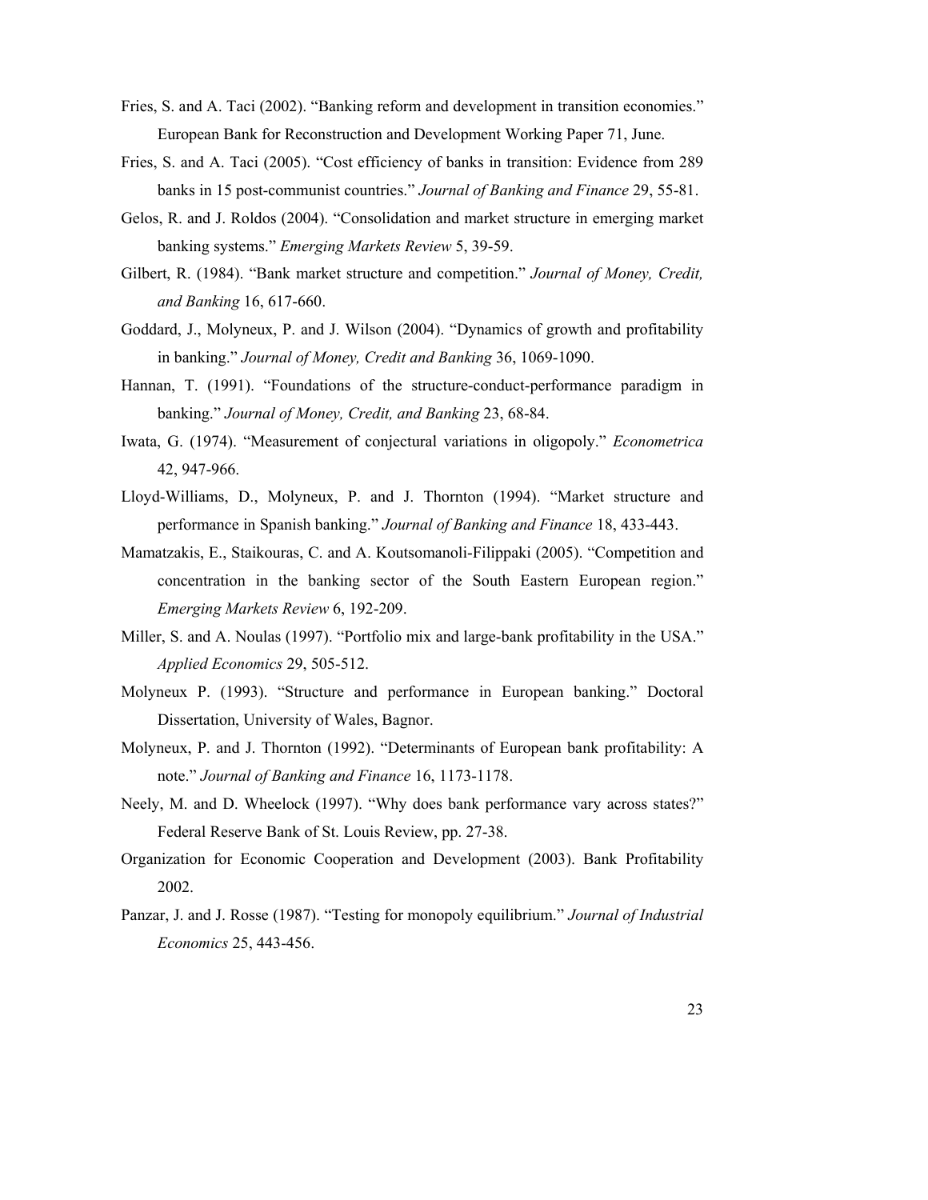Fries, S. and A. Taci (2002). “Banking reform and development in transition economies.” European Bank for Reconstruction and Development Working Paper 71, June.

Fries, S. and A. Taci (2005). “Cost efficiency of banks in transition: Evidence from 289 banks in 15 post-communist countries.” *Journal of Banking and Finance* 29, 55-81.

Gelos, R. and J. Roldos (2004). “Consolidation and market structure in emerging market banking systems.” *Emerging Markets Review* 5, 39-59.

Gilbert, R. (1984). “Bank market structure and competition.” *Journal of Money, Credit, and Banking* 16, 617-660.

Goddard, J., Molyneux, P. and J. Wilson (2004). “Dynamics of growth and profitability in banking.” *Journal of Money, Credit and Banking* 36, 1069-1090.

Hannan, T. (1991). “Foundations of the structure-conduct-performance paradigm in banking.” *Journal of Money, Credit, and Banking* 23, 68-84.

Iwata, G. (1974). “Measurement of conjectural variations in oligopoly.” *Econometrica* 42, 947-966.

Lloyd-Williams, D., Molyneux, P. and J. Thornton (1994). “Market structure and performance in Spanish banking.” *Journal of Banking and Finance* 18, 433-443.

Mamatzakis, E., Staikouras, C. and A. Koutsomanoli-Filippaki (2005). “Competition and concentration in the banking sector of the South Eastern European region.” *Emerging Markets Review* 6, 192-209.

Miller, S. and A. Noulas (1997). “Portfolio mix and large-bank profitability in the USA.” *Applied Economics* 29, 505-512.

Molyneux P. (1993). “Structure and performance in European banking.” Doctoral Dissertation, University of Wales, Bagnor.

Molyneux, P. and J. Thornton (1992). “Determinants of European bank profitability: A note.” *Journal of Banking and Finance* 16, 1173-1178.

Neely, M. and D. Wheelock (1997). “Why does bank performance vary across states?” Federal Reserve Bank of St. Louis Review, pp. 27-38.

Organization for Economic Cooperation and Development (2003). Bank Profitability 2002.

Panzar, J. and J. Rosse (1987). “Testing for monopoly equilibrium.” *Journal of Industrial Economics* 25, 443-456.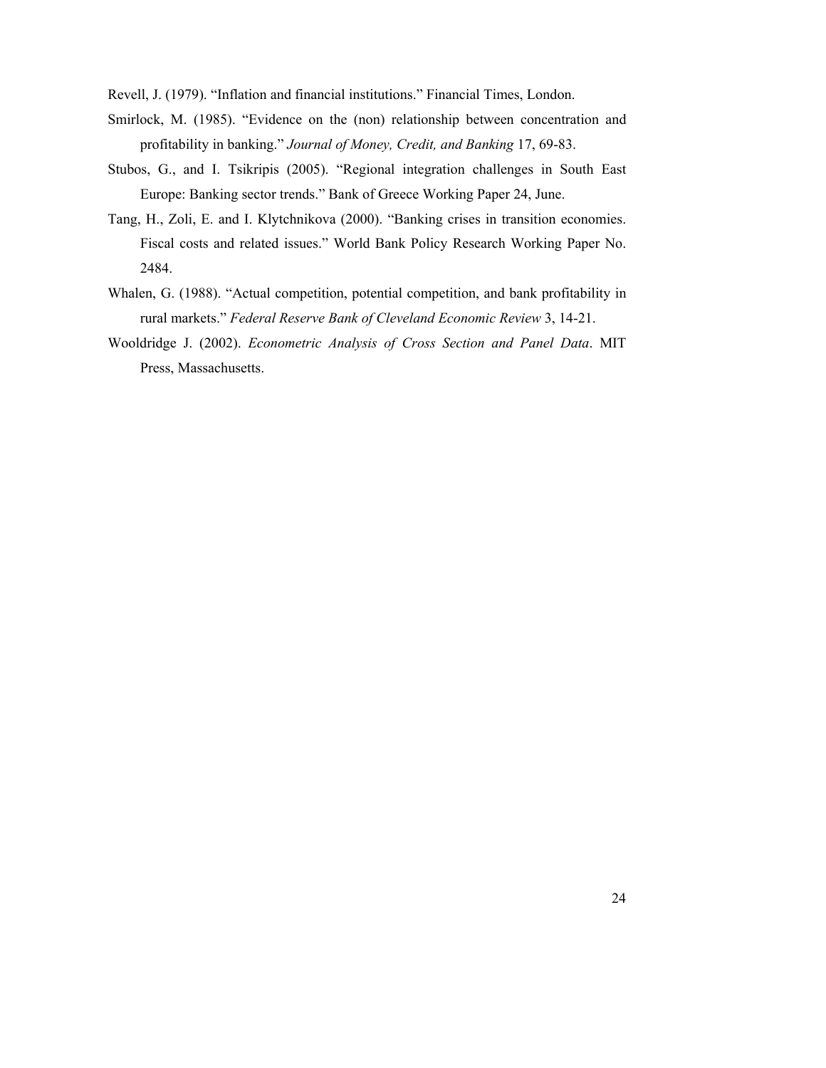Revell, J. (1979). “Inflation and financial institutions.” Financial Times, London.

Smirlock, M. (1985). “Evidence on the (non) relationship between concentration and profitability in banking.” *Journal of Money, Credit, and Banking* 17, 69-83.

Stubos, G., and I. Tsikripis (2005). “Regional integration challenges in South East Europe: Banking sector trends.” Bank of Greece Working Paper 24, June.

Tang, H., Zoli, E. and I. Klytchnikova (2000). “Banking crises in transition economies. Fiscal costs and related issues.” World Bank Policy Research Working Paper No. 2484.

Whalen, G. (1988). “Actual competition, potential competition, and bank profitability in rural markets.” *Federal Reserve Bank of Cleveland Economic Review* 3, 14-21.

Wooldridge J. (2002). *Econometric Analysis of Cross Section and Panel Data*. MIT Press, Massachusetts.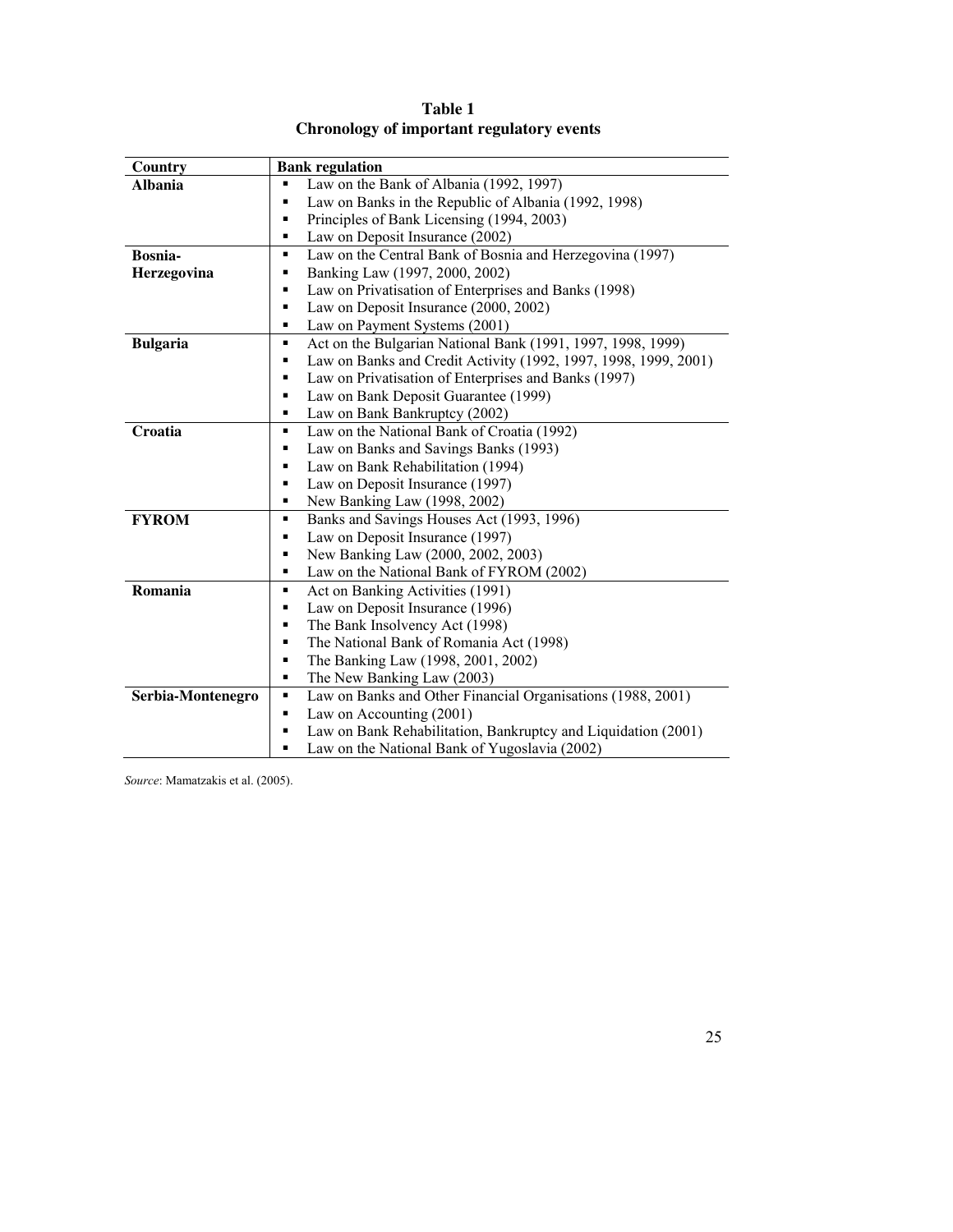**Table 1**
**Chronology of important regulatory events**

| Country | Bank regulation |
|---|---|
| **Albania** | ▪ Law on the Bank of Albania (1992, 1997)<br>▪ Law on Banks in the Republic of Albania (1992, 1998)<br>▪ Principles of Bank Licensing (1994, 2003)<br>▪ Law on Deposit Insurance (2002) |
| **Bosnia-Herzegovina** | ▪ Law on the Central Bank of Bosnia and Herzegovina (1997)<br>▪ Banking Law (1997, 2000, 2002)<br>▪ Law on Privatisation of Enterprises and Banks (1998)<br>▪ Law on Deposit Insurance (2000, 2002)<br>▪ Law on Payment Systems (2001) |
| **Bulgaria** | ▪ Act on the Bulgarian National Bank (1991, 1997, 1998, 1999)<br>▪ Law on Banks and Credit Activity (1992, 1997, 1998, 1999, 2001)<br>▪ Law on Privatisation of Enterprises and Banks (1997)<br>▪ Law on Bank Deposit Guarantee (1999)<br>▪ Law on Bank Bankruptcy (2002) |
| **Croatia** | ▪ Law on the National Bank of Croatia (1992)<br>▪ Law on Banks and Savings Banks (1993)<br>▪ Law on Bank Rehabilitation (1994)<br>▪ Law on Deposit Insurance (1997)<br>▪ New Banking Law (1998, 2002) |
| **FYROM** | ▪ Banks and Savings Houses Act (1993, 1996)<br>▪ Law on Deposit Insurance (1997)<br>▪ New Banking Law (2000, 2002, 2003)<br>▪ Law on the National Bank of FYROM (2002) |
| **Romania** | ▪ Act on Banking Activities (1991)<br>▪ Law on Deposit Insurance (1996)<br>▪ The Bank Insolvency Act (1998)<br>▪ The National Bank of Romania Act (1998)<br>▪ The Banking Law (1998, 2001, 2002)<br>▪ The New Banking Law (2003) |
| **Serbia-Montenegro** | ▪ Law on Banks and Other Financial Organisations (1988, 2001)<br>▪ Law on Accounting (2001)<br>▪ Law on Bank Rehabilitation, Bankruptcy and Liquidation (2001)<br>▪ Law on the National Bank of Yugoslavia (2002) |

*Source*: Mamatzakis et al. (2005).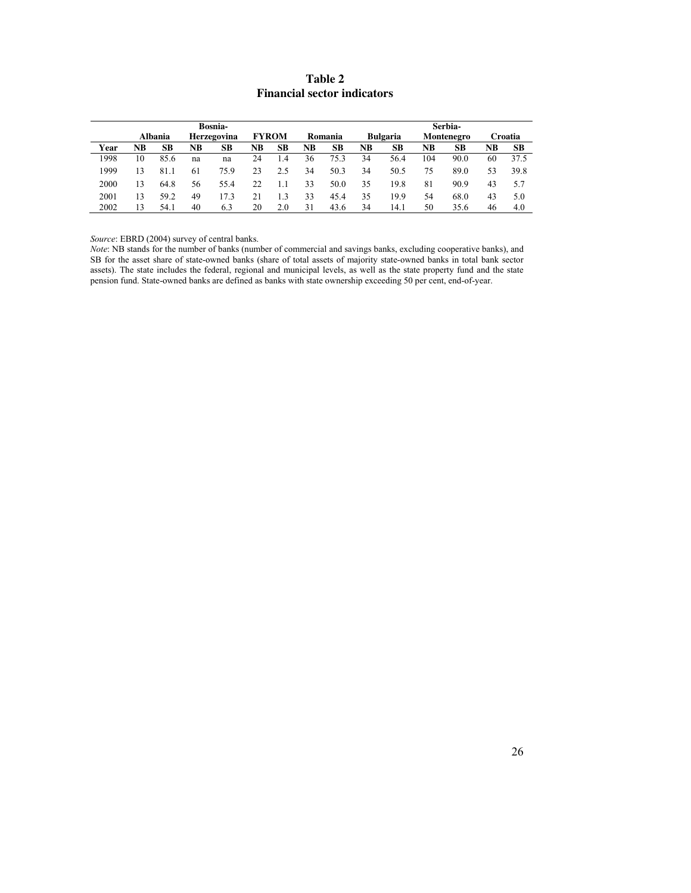# Table 2
## Financial sector indicators

| | Albania | | Bosnia-Herzegovina | | FYROM | | Romania | | Bulgaria | | Serbia-Montenegro | | Croatia | |
|---|---|---|---|---|---|---|---|---|---|---|---|---|---|---|
| **Year** | **NB** | **SB** | **NB** | **SB** | **NB** | **SB** | **NB** | **SB** | **NB** | **SB** | **NB** | **SB** | **NB** | **SB** |
| 1998 | 10 | 85.6 | na | na | 24 | 1.4 | 36 | 75.3 | 34 | 56.4 | 104 | 90.0 | 60 | 37.5 |
| 1999 | 13 | 81.1 | 61 | 75.9 | 23 | 2.5 | 34 | 50.3 | 34 | 50.5 | 75 | 89.0 | 53 | 39.8 |
| 2000 | 13 | 64.8 | 56 | 55.4 | 22 | 1.1 | 33 | 50.0 | 35 | 19.8 | 81 | 90.9 | 43 | 5.7 |
| 2001 | 13 | 59.2 | 49 | 17.3 | 21 | 1.3 | 33 | 45.4 | 35 | 19.9 | 54 | 68.0 | 43 | 5.0 |
| 2002 | 13 | 54.1 | 40 | 6.3 | 20 | 2.0 | 31 | 43.6 | 34 | 14.1 | 50 | 35.6 | 46 | 4.0 |

*Source*: EBRD (2004) survey of central banks.
*Note*: NB stands for the number of banks (number of commercial and savings banks, excluding cooperative banks), and SB for the asset share of state-owned banks (share of total assets of majority state-owned banks in total bank sector assets). The state includes the federal, regional and municipal levels, as well as the state property fund and the state pension fund. State-owned banks are defined as banks with state ownership exceeding 50 per cent, end-of-year.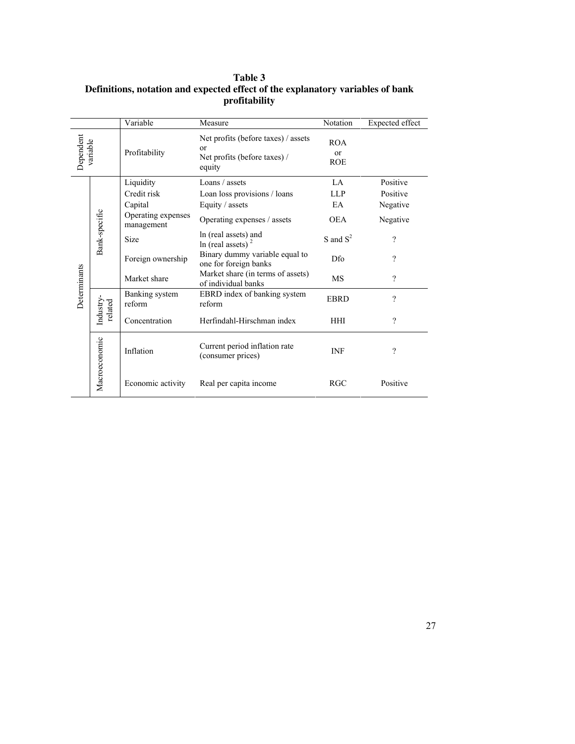**Table 3**
**Definitions, notation and expected effect of the explanatory variables of bank profitability**

| | | Variable | Measure | Notation | Expected effect |
|---|---|---|---|---|---|
| Dependent variable | | Profitability | Net profits (before taxes) / assets or Net profits (before taxes) / equity | ROA or ROE | |
| Determinants | Bank-specific | Liquidity | Loans / assets | LA | Positive |
| | | Credit risk | Loan loss provisions / loans | LLP | Positive |
| | | Capital | Equity / assets | EA | Negative |
| | | Operating expenses management | Operating expenses / assets | OEA | Negative |
| | | Size | ln (real assets) and ln (real assets) $^2$ | S and $S^2$ | ? |
| | | Foreign ownership | Binary dummy variable equal to one for foreign banks | Dfo | ? |
| | | Market share | Market share (in terms of assets) of individual banks | MS | ? |
| | Industry-related | Banking system reform | EBRD index of banking system reform | EBRD | ? |
| | | Concentration | Herfindahl-Hirschman index | HHI | ? |
| | Macroeconomic | Inflation | Current period inflation rate (consumer prices) | INF | ? |
| | | Economic activity | Real per capita income | RGC | Positive |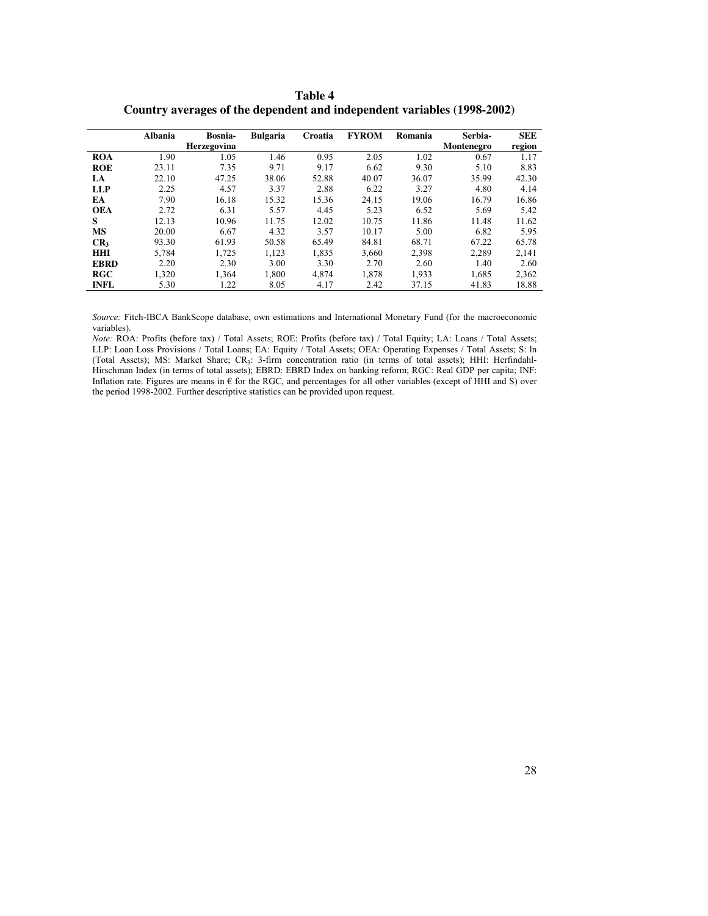**Table 4**
**Country averages of the dependent and independent variables (1998-2002)**

| | Albania | Bosnia-Herzegovina | Bulgaria | Croatia | FYROM | Romania | Serbia-Montenegro | SEE region |
|---|---|---|---|---|---|---|---|---|
| **ROA** | 1.90 | 1.05 | 1.46 | 0.95 | 2.05 | 1.02 | 0.67 | 1.17 |
| **ROE** | 23.11 | 7.35 | 9.71 | 9.17 | 6.62 | 9.30 | 5.10 | 8.83 |
| **LA** | 22.10 | 47.25 | 38.06 | 52.88 | 40.07 | 36.07 | 35.99 | 42.30 |
| **LLP** | 2.25 | 4.57 | 3.37 | 2.88 | 6.22 | 3.27 | 4.80 | 4.14 |
| **EA** | 7.90 | 16.18 | 15.32 | 15.36 | 24.15 | 19.06 | 16.79 | 16.86 |
| **OEA** | 2.72 | 6.31 | 5.57 | 4.45 | 5.23 | 6.52 | 5.69 | 5.42 |
| **S** | 12.13 | 10.96 | 11.75 | 12.02 | 10.75 | 11.86 | 11.48 | 11.62 |
| **MS** | 20.00 | 6.67 | 4.32 | 3.57 | 10.17 | 5.00 | 6.82 | 5.95 |
| **$CR_3$** | 93.30 | 61.93 | 50.58 | 65.49 | 84.81 | 68.71 | 67.22 | 65.78 |
| **HHI** | 5,784 | 1,725 | 1,123 | 1,835 | 3,660 | 2,398 | 2,289 | 2,141 |
| **EBRD** | 2.20 | 2.30 | 3.00 | 3.30 | 2.70 | 2.60 | 1.40 | 2.60 |
| **RGC** | 1,320 | 1,364 | 1,800 | 4,874 | 1,878 | 1,933 | 1,685 | 2,362 |
| **INFL** | 5.30 | 1.22 | 8.05 | 4.17 | 2.42 | 37.15 | 41.83 | 18.88 |

*Source:* Fitch-IBCA BankScope database, own estimations and International Monetary Fund (for the macroeconomic variables).

*Note:* ROA: Profits (before tax) / Total Assets; ROE: Profits (before tax) / Total Equity; LA: Loans / Total Assets; LLP: Loan Loss Provisions / Total Loans; EA: Equity / Total Assets; OEA: Operating Expenses / Total Assets; S: ln (Total Assets); MS: Market Share; $CR_3$: 3-firm concentration ratio (in terms of total assets); HHI: Herfindahl-Hirschman Index (in terms of total assets); EBRD: EBRD Index on banking reform; RGC: Real GDP per capita; INF: Inflation rate. Figures are means in € for the RGC, and percentages for all other variables (except of HHI and S) over the period 1998-2002. Further descriptive statistics can be provided upon request.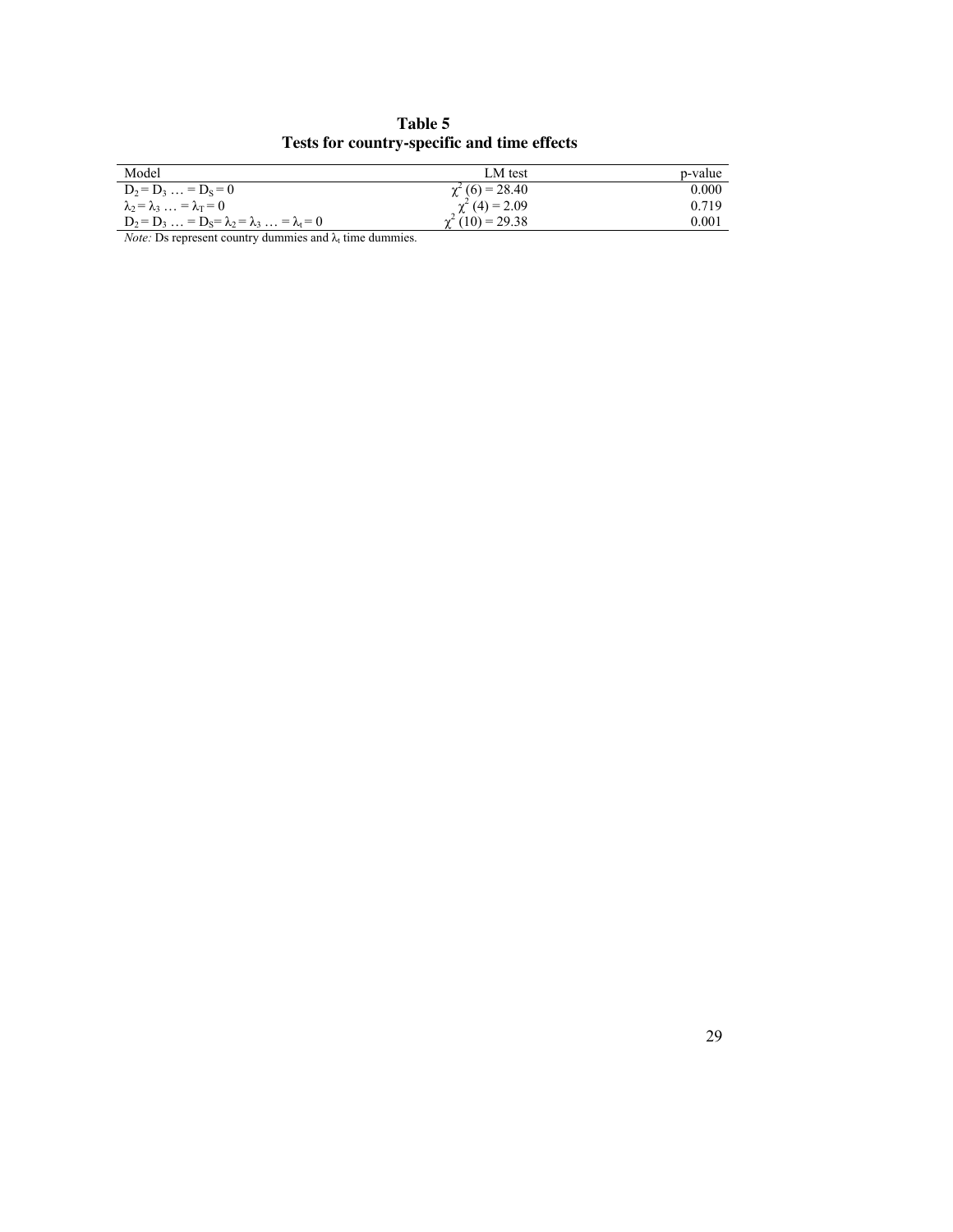**Table 5**
**Tests for country-specific and time effects**

| Model | LM test | p-value |
|---|---|---|
| $D_2 = D_3 \ldots = D_S = 0$ | $\chi^2 (6) = 28.40$ | 0.000 |
| $\lambda_2 = \lambda_3 \ldots = \lambda_T = 0$ | $\chi^2 (4) = 2.09$ | 0.719 |
| $D_2 = D_3 \ldots = D_S = \lambda_2 = \lambda_3 \ldots = \lambda_t = 0$ | $\chi^2 (10) = 29.38$ | 0.001 |

*Note:* Ds represent country dummies and $\lambda_t$ time dummies.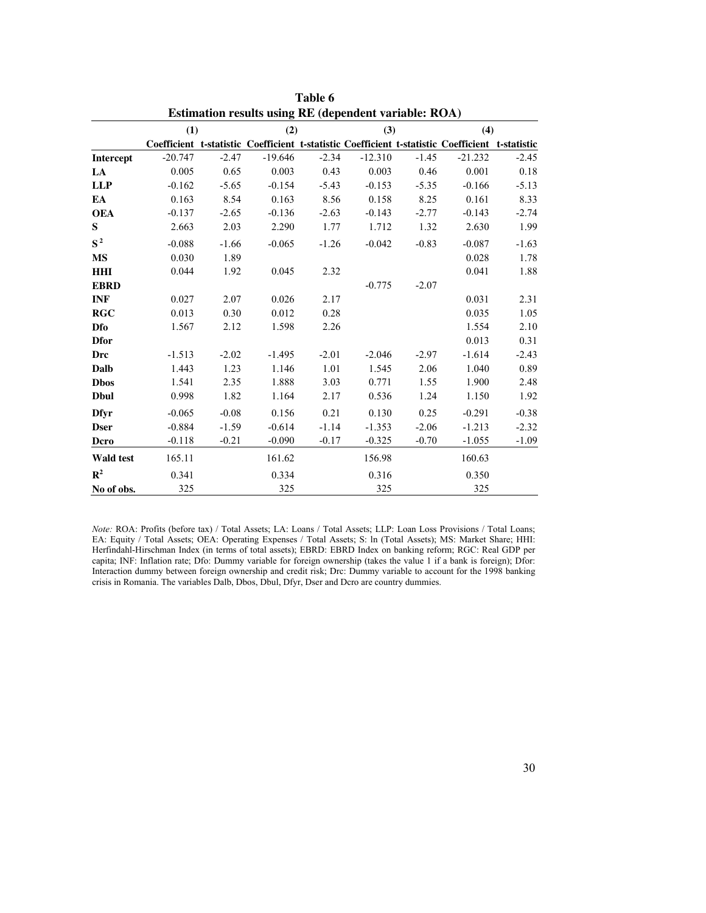**Table 6**

**Estimation results using RE (dependent variable: ROA)**

| | (1) | | (2) | | (3) | | (4) | |
|---|---|---|---|---|---|---|---|---|
| | Coefficient | t-statistic | Coefficient | t-statistic | Coefficient | t-statistic | Coefficient | t-statistic |
| **Intercept** | -20.747 | -2.47 | -19.646 | -2.34 | -12.310 | -1.45 | -21.232 | -2.45 |
| **LA** | 0.005 | 0.65 | 0.003 | 0.43 | 0.003 | 0.46 | 0.001 | 0.18 |
| **LLP** | -0.162 | -5.65 | -0.154 | -5.43 | -0.153 | -5.35 | -0.166 | -5.13 |
| **EA** | 0.163 | 8.54 | 0.163 | 8.56 | 0.158 | 8.25 | 0.161 | 8.33 |
| **OEA** | -0.137 | -2.65 | -0.136 | -2.63 | -0.143 | -2.77 | -0.143 | -2.74 |
| **S** | 2.663 | 2.03 | 2.290 | 1.77 | 1.712 | 1.32 | 2.630 | 1.99 |
| **$S^2$** | -0.088 | -1.66 | -0.065 | -1.26 | -0.042 | -0.83 | -0.087 | -1.63 |
| **MS** | 0.030 | 1.89 | | | | | 0.028 | 1.78 |
| **HHI** | 0.044 | 1.92 | 0.045 | 2.32 | | | 0.041 | 1.88 |
| **EBRD** | | | | | -0.775 | -2.07 | | |
| **INF** | 0.027 | 2.07 | 0.026 | 2.17 | | | 0.031 | 2.31 |
| **RGC** | 0.013 | 0.30 | 0.012 | 0.28 | | | 0.035 | 1.05 |
| **Dfo** | 1.567 | 2.12 | 1.598 | 2.26 | | | 1.554 | 2.10 |
| **Dfor** | | | | | | | 0.013 | 0.31 |
| **Drc** | -1.513 | -2.02 | -1.495 | -2.01 | -2.046 | -2.97 | -1.614 | -2.43 |
| **Dalb** | 1.443 | 1.23 | 1.146 | 1.01 | 1.545 | 2.06 | 1.040 | 0.89 |
| **Dbos** | 1.541 | 2.35 | 1.888 | 3.03 | 0.771 | 1.55 | 1.900 | 2.48 |
| **Dbul** | 0.998 | 1.82 | 1.164 | 2.17 | 0.536 | 1.24 | 1.150 | 1.92 |
| **Dfyr** | -0.065 | -0.08 | 0.156 | 0.21 | 0.130 | 0.25 | -0.291 | -0.38 |
| **Dser** | -0.884 | -1.59 | -0.614 | -1.14 | -1.353 | -2.06 | -1.213 | -2.32 |
| **Dcro** | -0.118 | -0.21 | -0.090 | -0.17 | -0.325 | -0.70 | -1.055 | -1.09 |
| **Wald test** | 165.11 | | 161.62 | | 156.98 | | 160.63 | |
| **$R^2$** | 0.341 | | 0.334 | | 0.316 | | 0.350 | |
| **No of obs.** | 325 | | 325 | | 325 | | 325 | |

*Note:* ROA: Profits (before tax) / Total Assets; LA: Loans / Total Assets; LLP: Loan Loss Provisions / Total Loans; EA: Equity / Total Assets; OEA: Operating Expenses / Total Assets; S: ln (Total Assets); MS: Market Share; HHI: Herfindahl-Hirschman Index (in terms of total assets); EBRD: EBRD Index on banking reform; RGC: Real GDP per capita; INF: Inflation rate; Dfo: Dummy variable for foreign ownership (takes the value 1 if a bank is foreign); Dfor: Interaction dummy between foreign ownership and credit risk; Drc: Dummy variable to account for the 1998 banking crisis in Romania. The variables Dalb, Dbos, Dbul, Dfyr, Dser and Dcro are country dummies.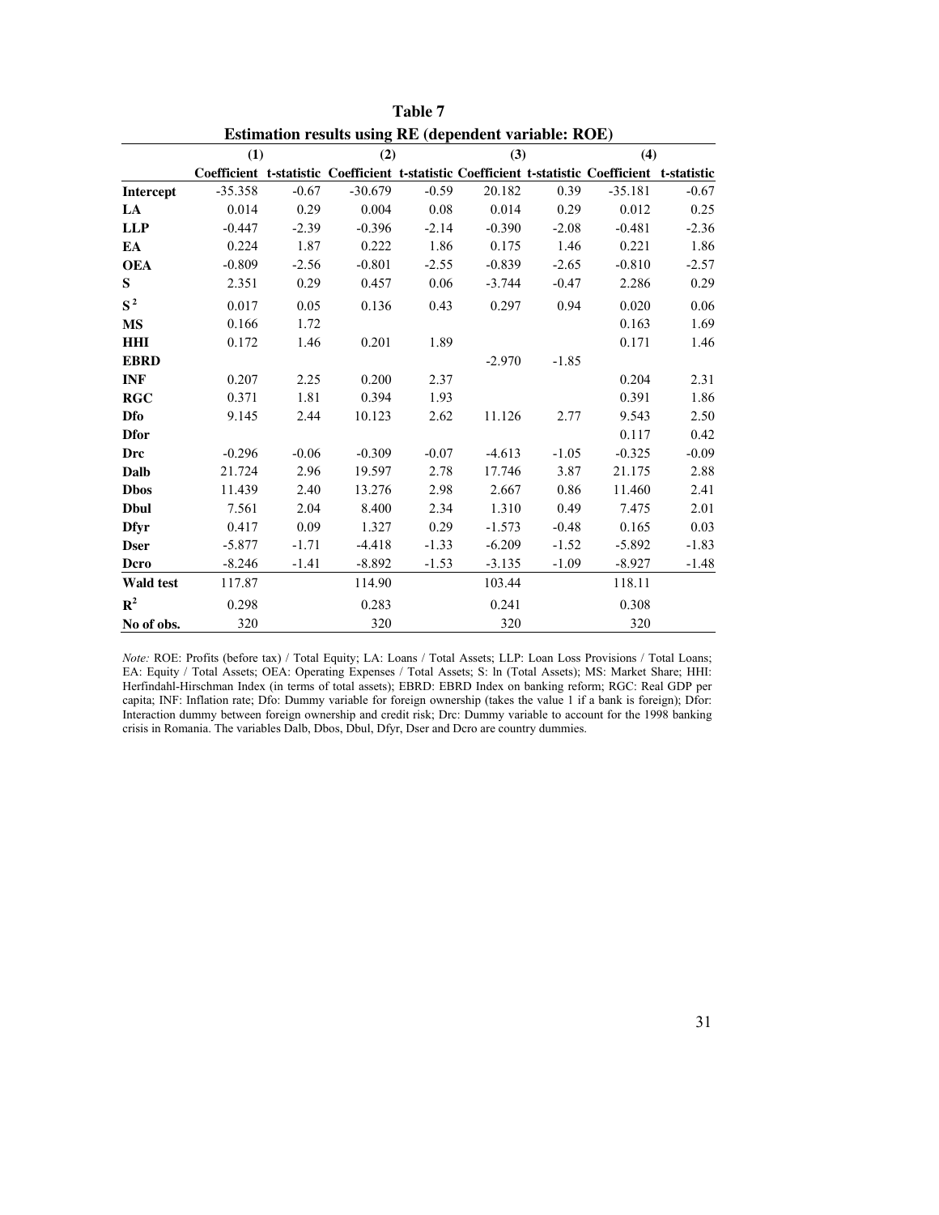**Table 7**

**Estimation results using RE (dependent variable: ROE)**

| | (1) | | (2) | | (3) | | (4) | |
|---|---|---|---|---|---|---|---|---|
| | Coefficient | t-statistic | Coefficient | t-statistic | Coefficient | t-statistic | Coefficient | t-statistic |
| **Intercept** | -35.358 | -0.67 | -30.679 | -0.59 | 20.182 | 0.39 | -35.181 | -0.67 |
| **LA** | 0.014 | 0.29 | 0.004 | 0.08 | 0.014 | 0.29 | 0.012 | 0.25 |
| **LLP** | -0.447 | -2.39 | -0.396 | -2.14 | -0.390 | -2.08 | -0.481 | -2.36 |
| **EA** | 0.224 | 1.87 | 0.222 | 1.86 | 0.175 | 1.46 | 0.221 | 1.86 |
| **OEA** | -0.809 | -2.56 | -0.801 | -2.55 | -0.839 | -2.65 | -0.810 | -2.57 |
| **S** | 2.351 | 0.29 | 0.457 | 0.06 | -3.744 | -0.47 | 2.286 | 0.29 |
| $S^2$ | 0.017 | 0.05 | 0.136 | 0.43 | 0.297 | 0.94 | 0.020 | 0.06 |
| **MS** | 0.166 | 1.72 | | | | | 0.163 | 1.69 |
| **HHI** | 0.172 | 1.46 | 0.201 | 1.89 | | | 0.171 | 1.46 |
| **EBRD** | | | | | -2.970 | -1.85 | | |
| **INF** | 0.207 | 2.25 | 0.200 | 2.37 | | | 0.204 | 2.31 |
| **RGC** | 0.371 | 1.81 | 0.394 | 1.93 | | | 0.391 | 1.86 |
| **Dfo** | 9.145 | 2.44 | 10.123 | 2.62 | 11.126 | 2.77 | 9.543 | 2.50 |
| **Dfor** | | | | | | | 0.117 | 0.42 |
| **Drc** | -0.296 | -0.06 | -0.309 | -0.07 | -4.613 | -1.05 | -0.325 | -0.09 |
| **Dalb** | 21.724 | 2.96 | 19.597 | 2.78 | 17.746 | 3.87 | 21.175 | 2.88 |
| **Dbos** | 11.439 | 2.40 | 13.276 | 2.98 | 2.667 | 0.86 | 11.460 | 2.41 |
| **Dbul** | 7.561 | 2.04 | 8.400 | 2.34 | 1.310 | 0.49 | 7.475 | 2.01 |
| **Dfyr** | 0.417 | 0.09 | 1.327 | 0.29 | -1.573 | -0.48 | 0.165 | 0.03 |
| **Dser** | -5.877 | -1.71 | -4.418 | -1.33 | -6.209 | -1.52 | -5.892 | -1.83 |
| **Dcro** | -8.246 | -1.41 | -8.892 | -1.53 | -3.135 | -1.09 | -8.927 | -1.48 |
| **Wald test** | 117.87 | | 114.90 | | 103.44 | | 118.11 | |
| $R^2$ | 0.298 | | 0.283 | | 0.241 | | 0.308 | |
| **No of obs.** | 320 | | 320 | | 320 | | 320 | |

*Note:* ROE: Profits (before tax) / Total Equity; LA: Loans / Total Assets; LLP: Loan Loss Provisions / Total Loans; EA: Equity / Total Assets; OEA: Operating Expenses / Total Assets; S: ln (Total Assets); MS: Market Share; HHI: Herfindahl-Hirschman Index (in terms of total assets); EBRD: EBRD Index on banking reform; RGC: Real GDP per capita; INF: Inflation rate; Dfo: Dummy variable for foreign ownership (takes the value 1 if a bank is foreign); Dfor: Interaction dummy between foreign ownership and credit risk; Drc: Dummy variable to account for the 1998 banking crisis in Romania. The variables Dalb, Dbos, Dbul, Dfyr, Dser and Dcro are country dummies.